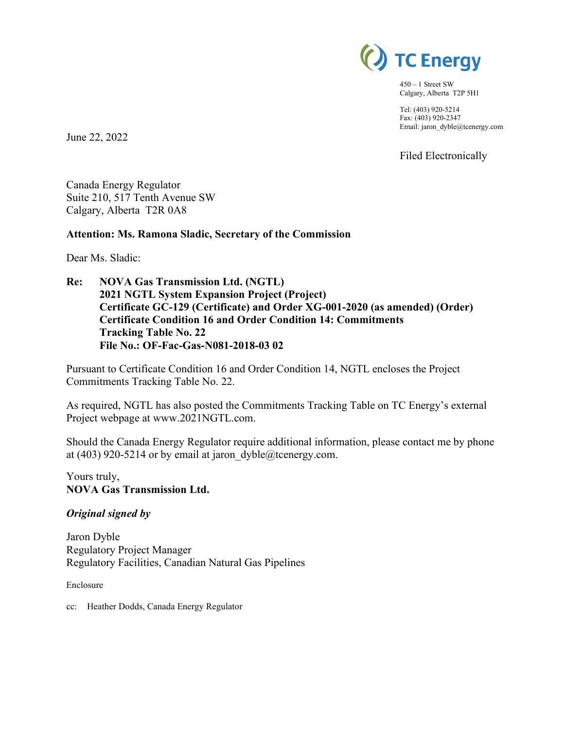TC Energy

450 – 1 Street SW
Calgary, Alberta T2P 5H1

Tel: (403) 920-5214
Fax: (403) 920-2347
Email: jaron_dyble@tcenergy.com

June 22, 2022

Filed Electronically

Canada Energy Regulator
Suite 210, 517 Tenth Avenue SW
Calgary, Alberta T2R 0A8

**Attention: Ms. Ramona Sladic, Secretary of the Commission**

Dear Ms. Sladic:

**Re: NOVA Gas Transmission Ltd. (NGTL)**
**2021 NGTL System Expansion Project (Project)**
**Certificate GC-129 (Certificate) and Order XG-001-2020 (as amended) (Order)**
**Certificate Condition 16 and Order Condition 14: Commitments Tracking Table No. 22**
**File No.: OF-Fac-Gas-N081-2018-03 02**

Pursuant to Certificate Condition 16 and Order Condition 14, NGTL encloses the Project Commitments Tracking Table No. 22.

As required, NGTL has also posted the Commitments Tracking Table on TC Energy's external Project webpage at www.2021NGTL.com.

Should the Canada Energy Regulator require additional information, please contact me by phone at (403) 920-5214 or by email at jaron_dyble@tcenergy.com.

Yours truly,
**NOVA Gas Transmission Ltd.**

***Original signed by***

Jaron Dyble
Regulatory Project Manager
Regulatory Facilities, Canadian Natural Gas Pipelines

Enclosure

cc: Heather Dodds, Canada Energy Regulator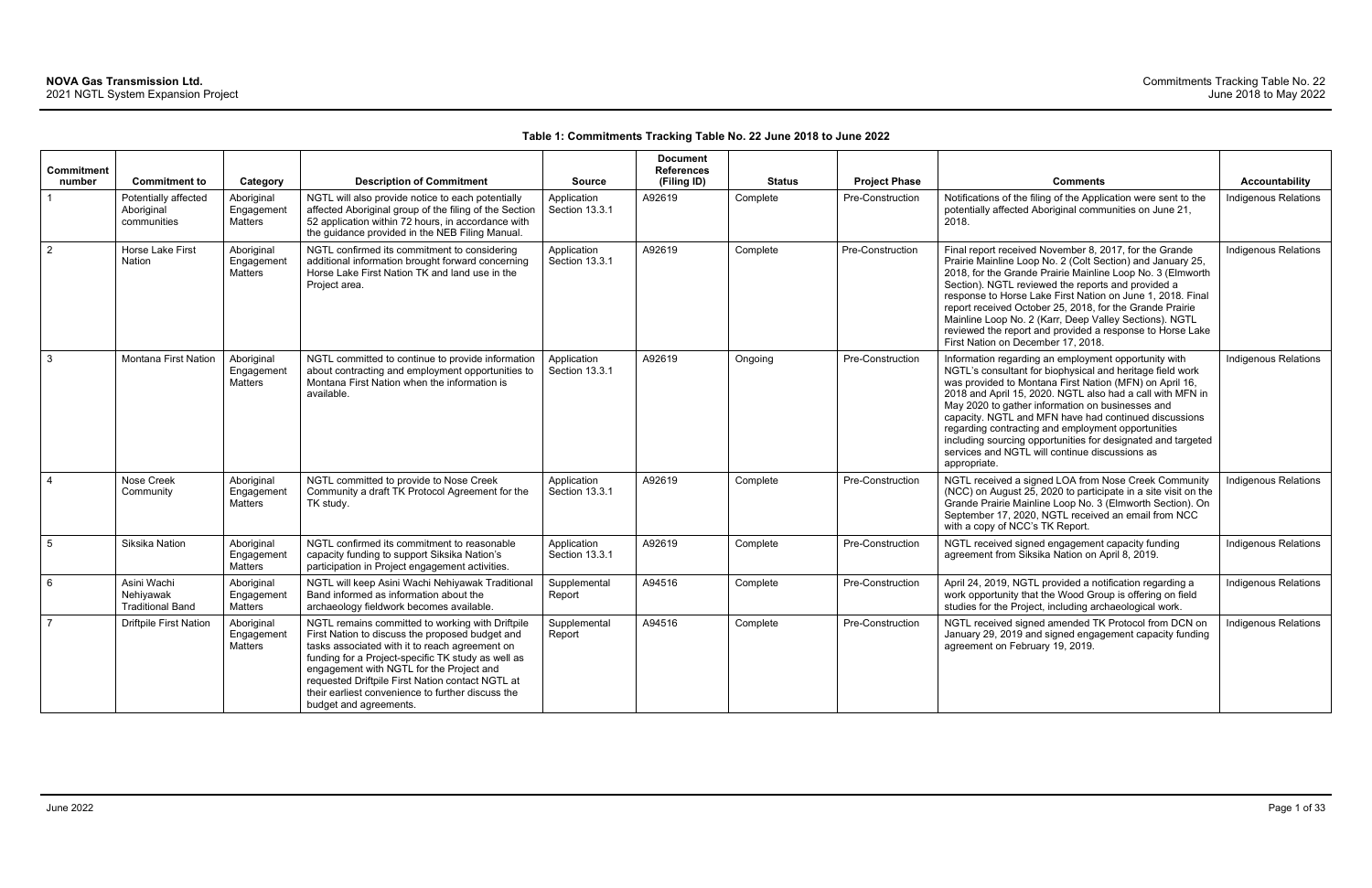**Table 1: Commitments Tracking Table No. 22 June 2018 to June 2022**

| Commitment number | Commitment to | Category | Description of Commitment | Source | Document References (Filing ID) | Status | Project Phase | Comments | Accountability |
|---|---|---|---|---|---|---|---|---|---|
| 1 | Potentially affected Aboriginal communities | Aboriginal Engagement Matters | NGTL will also provide notice to each potentially affected Aboriginal group of the filing of the Section 52 application within 72 hours, in accordance with the guidance provided in the NEB Filing Manual. | Application Section 13.3.1 | A92619 | Complete | Pre-Construction | Notifications of the filing of the Application were sent to the potentially affected Aboriginal communities on June 21, 2018. | Indigenous Relations |
| 2 | Horse Lake First Nation | Aboriginal Engagement Matters | NGTL confirmed its commitment to considering additional information brought forward concerning Horse Lake First Nation TK and land use in the Project area. | Application Section 13.3.1 | A92619 | Complete | Pre-Construction | Final report received November 8, 2017, for the Grande Prairie Mainline Loop No. 2 (Colt Section) and January 25, 2018, for the Grande Prairie Mainline Loop No. 3 (Elmworth Section). NGTL reviewed the reports and provided a response to Horse Lake First Nation on June 1, 2018. Final report received October 25, 2018, for the Grande Prairie Mainline Loop No. 2 (Karr, Deep Valley Sections). NGTL reviewed the report and provided a response to Horse Lake First Nation on December 17, 2018. | Indigenous Relations |
| 3 | Montana First Nation | Aboriginal Engagement Matters | NGTL committed to continue to provide information about contracting and employment opportunities to Montana First Nation when the information is available. | Application Section 13.3.1 | A92619 | Ongoing | Pre-Construction | Information regarding an employment opportunity with NGTL's consultant for biophysical and heritage field work was provided to Montana First Nation (MFN) on April 16, 2018 and April 15, 2020. NGTL also had a call with MFN in May 2020 to gather information on businesses and capacity. NGTL and MFN have had continued discussions regarding contracting and employment opportunities including sourcing opportunities for designated and targeted services and NGTL will continue discussions as appropriate. | Indigenous Relations |
| 4 | Nose Creek Community | Aboriginal Engagement Matters | NGTL committed to provide to Nose Creek Community a draft TK Protocol Agreement for the TK study. | Application Section 13.3.1 | A92619 | Complete | Pre-Construction | NGTL received a signed LOA from Nose Creek Community (NCC) on August 25, 2020 to participate in a site visit on the Grande Prairie Mainline Loop No. 3 (Elmworth Section). On September 17, 2020, NGTL received an email from NCC with a copy of NCC's TK Report. | Indigenous Relations |
| 5 | Siksika Nation | Aboriginal Engagement Matters | NGTL confirmed its commitment to reasonable capacity funding to support Siksika Nation's participation in Project engagement activities. | Application Section 13.3.1 | A92619 | Complete | Pre-Construction | NGTL received signed engagement capacity funding agreement from Siksika Nation on April 8, 2019. | Indigenous Relations |
| 6 | Asini Wachi Nehiyawak Traditional Band | Aboriginal Engagement Matters | NGTL will keep Asini Wachi Nehiyawak Traditional Band informed as information about the archaeology fieldwork becomes available. | Supplemental Report | A94516 | Complete | Pre-Construction | April 24, 2019, NGTL provided a notification regarding a work opportunity that the Wood Group is offering on field studies for the Project, including archaeological work. | Indigenous Relations |
| 7 | Driftpile First Nation | Aboriginal Engagement Matters | NGTL remains committed to working with Driftpile First Nation to discuss the proposed budget and tasks associated with it to reach agreement on funding for a Project-specific TK study as well as engagement with NGTL for the Project and requested Driftpile First Nation contact NGTL at their earliest convenience to further discuss the budget and agreements. | Supplemental Report | A94516 | Complete | Pre-Construction | NGTL received signed amended TK Protocol from DCN on January 29, 2019 and signed engagement capacity funding agreement on February 19, 2019. | Indigenous Relations |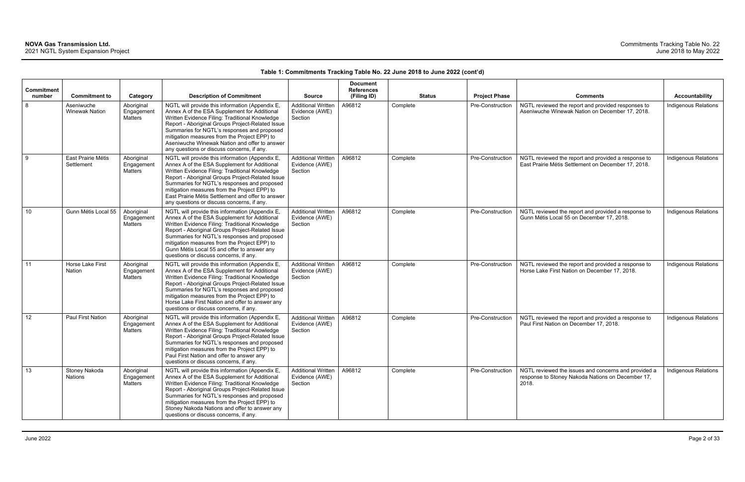**Table 1: Commitments Tracking Table No. 22 June 2018 to June 2022 (cont'd)**

| Commitment number | Commitment to | Category | Description of Commitment | Source | Document References (Filing ID) | Status | Project Phase | Comments | Accountability |
|---|---|---|---|---|---|---|---|---|---|
| 8 | Aseniwuche Winewak Nation | Aboriginal Engagement Matters | NGTL will provide this information (Appendix E, Annex A of the ESA Supplement for Additional Written Evidence Filing: Traditional Knowledge Report - Aboriginal Groups Project-Related Issue Summaries for NGTL's responses and proposed mitigation measures from the Project EPP) to Aseniwuche Winewak Nation and offer to answer any questions or discuss concerns, if any. | Additional Written Evidence (AWE) Section | A96812 | Complete | Pre-Construction | NGTL reviewed the report and provided responses to Aseniwuche Winewak Nation on December 17, 2018. | Indigenous Relations |
| 9 | East Prairie Métis Settlement | Aboriginal Engagement Matters | NGTL will provide this information (Appendix E, Annex A of the ESA Supplement for Additional Written Evidence Filing: Traditional Knowledge Report - Aboriginal Groups Project-Related Issue Summaries for NGTL's responses and proposed mitigation measures from the Project EPP) to East Prairie Métis Settlement and offer to answer any questions or discuss concerns, if any. | Additional Written Evidence (AWE) Section | A96812 | Complete | Pre-Construction | NGTL reviewed the report and provided a response to East Prairie Métis Settlement on December 17, 2018. | Indigenous Relations |
| 10 | Gunn Métis Local 55 | Aboriginal Engagement Matters | NGTL will provide this information (Appendix E, Annex A of the ESA Supplement for Additional Written Evidence Filing: Traditional Knowledge Report - Aboriginal Groups Project-Related Issue Summaries for NGTL's responses and proposed mitigation measures from the Project EPP) to Gunn Métis Local 55 and offer to answer any questions or discuss concerns, if any. | Additional Written Evidence (AWE) Section | A96812 | Complete | Pre-Construction | NGTL reviewed the report and provided a response to Gunn Métis Local 55 on December 17, 2018. | Indigenous Relations |
| 11 | Horse Lake First Nation | Aboriginal Engagement Matters | NGTL will provide this information (Appendix E, Annex A of the ESA Supplement for Additional Written Evidence Filing: Traditional Knowledge Report - Aboriginal Groups Project-Related Issue Summaries for NGTL's responses and proposed mitigation measures from the Project EPP) to Horse Lake First Nation and offer to answer any questions or discuss concerns, if any. | Additional Written Evidence (AWE) Section | A96812 | Complete | Pre-Construction | NGTL reviewed the report and provided a response to Horse Lake First Nation on December 17, 2018. | Indigenous Relations |
| 12 | Paul First Nation | Aboriginal Engagement Matters | NGTL will provide this information (Appendix E, Annex A of the ESA Supplement for Additional Written Evidence Filing: Traditional Knowledge Report - Aboriginal Groups Project-Related Issue Summaries for NGTL's responses and proposed mitigation measures from the Project EPP) to Paul First Nation and offer to answer any questions or discuss concerns, if any. | Additional Written Evidence (AWE) Section | A96812 | Complete | Pre-Construction | NGTL reviewed the report and provided a response to Paul First Nation on December 17, 2018. | Indigenous Relations |
| 13 | Stoney Nakoda Nations | Aboriginal Engagement Matters | NGTL will provide this information (Appendix E, Annex A of the ESA Supplement for Additional Written Evidence Filing: Traditional Knowledge Report - Aboriginal Groups Project-Related Issue Summaries for NGTL's responses and proposed mitigation measures from the Project EPP) to Stoney Nakoda Nations and offer to answer any questions or discuss concerns, if any. | Additional Written Evidence (AWE) Section | A96812 | Complete | Pre-Construction | NGTL reviewed the issues and concerns and provided a response to Stoney Nakoda Nations on December 17, 2018. | Indigenous Relations |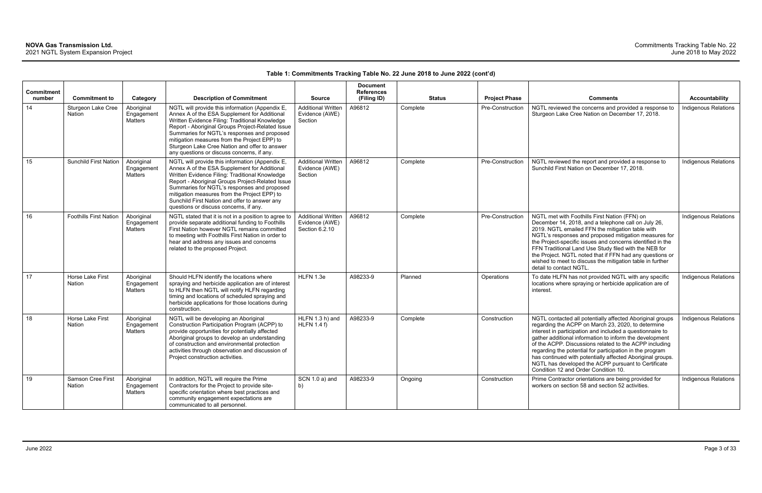**Table 1: Commitments Tracking Table No. 22 June 2018 to June 2022 (cont'd)**

| Commitment number | Commitment to | Category | Description of Commitment | Source | Document References (Filing ID) | Status | Project Phase | Comments | Accountability |
|---|---|---|---|---|---|---|---|---|---|
| 14 | Sturgeon Lake Cree Nation | Aboriginal Engagement Matters | NGTL will provide this information (Appendix E, Annex A of the ESA Supplement for Additional Written Evidence Filing: Traditional Knowledge Report - Aboriginal Groups Project-Related Issue Summaries for NGTL's responses and proposed mitigation measures from the Project EPP) to Sturgeon Lake Cree Nation and offer to answer any questions or discuss concerns, if any. | Additional Written Evidence (AWE) Section | A96812 | Complete | Pre-Construction | NGTL reviewed the concerns and provided a response to Sturgeon Lake Cree Nation on December 17, 2018. | Indigenous Relations |
| 15 | Sunchild First Nation | Aboriginal Engagement Matters | NGTL will provide this information (Appendix E, Annex A of the ESA Supplement for Additional Written Evidence Filing: Traditional Knowledge Report - Aboriginal Groups Project-Related Issue Summaries for NGTL's responses and proposed mitigation measures from the Project EPP) to Sunchild First Nation and offer to answer any questions or discuss concerns, if any. | Additional Written Evidence (AWE) Section | A96812 | Complete | Pre-Construction | NGTL reviewed the report and provided a response to Sunchild First Nation on December 17, 2018. | Indigenous Relations |
| 16 | Foothills First Nation | Aboriginal Engagement Matters | NGTL stated that it is not in a position to agree to provide separate additional funding to Foothills First Nation however NGTL remains committed to meeting with Foothills First Nation in order to hear and address any issues and concerns related to the proposed Project. | Additional Written Evidence (AWE) Section 6.2.10 | A96812 | Complete | Pre-Construction | NGTL met with Foothills First Nation (FFN) on December 14, 2018, and a telephone call on July 26, 2019. NGTL emailed FFN the mitigation table with NGTL's responses and proposed mitigation measures for the Project-specific issues and concerns identified in the FFN Traditional Land Use Study filed with the NEB for the Project. NGTL noted that if FFN had any questions or wished to meet to discuss the mitigation table in further detail to contact NGTL. | Indigenous Relations |
| 17 | Horse Lake First Nation | Aboriginal Engagement Matters | Should HLFN identify the locations where spraying and herbicide application are of interest to HLFN then NGTL will notify HLFN regarding timing and locations of scheduled spraying and herbicide applications for those locations during construction. | HLFN 1.3e | A98233-9 | Planned | Operations | To date HLFN has not provided NGTL with any specific locations where spraying or herbicide application are of interest. | Indigenous Relations |
| 18 | Horse Lake First Nation | Aboriginal Engagement Matters | NGTL will be developing an Aboriginal Construction Participation Program (ACPP) to provide opportunities for potentially affected Aboriginal groups to develop an understanding of construction and environmental protection activities through observation and discussion of Project construction activities. | HLFN 1.3 h) and HLFN 1.4 f) | A98233-9 | Complete | Construction | NGTL contacted all potentially affected Aboriginal groups regarding the ACPP on March 23, 2020, to determine interest in participation and included a questionnaire to gather additional information to inform the development of the ACPP. Discussions related to the ACPP including regarding the potential for participation in the program has continued with potentially affected Aboriginal groups. NGTL has developed the ACPP pursuant to Certificate Condition 12 and Order Condition 10. | Indigenous Relations |
| 19 | Samson Cree First Nation | Aboriginal Engagement Matters | In addition, NGTL will require the Prime Contractors for the Project to provide site-specific orientation where best practices and community engagement expectations are communicated to all personnel. | SCN 1.0 a) and b) | A98233-9 | Ongoing | Construction | Prime Contractor orientations are being provided for workers on section 58 and section 52 activities. | Indigenous Relations |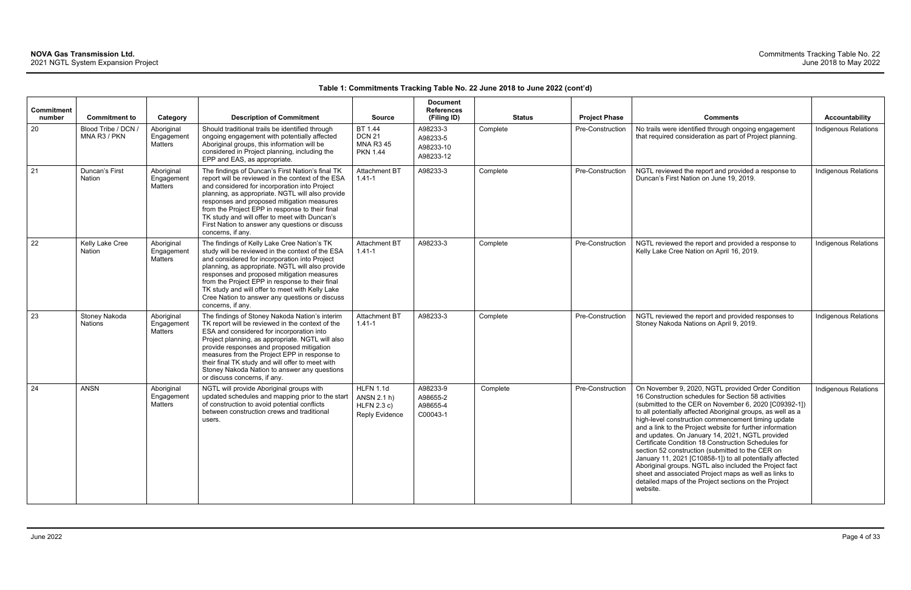**Table 1: Commitments Tracking Table No. 22 June 2018 to June 2022 (cont'd)**

| Commitment number | Commitment to | Category | Description of Commitment | Source | Document References (Filing ID) | Status | Project Phase | Comments | Accountability |
|---|---|---|---|---|---|---|---|---|---|
| 20 | Blood Tribe / DCN / MNA R3 / PKN | Aboriginal Engagement Matters | Should traditional trails be identified through ongoing engagement with potentially affected Aboriginal groups, this information will be considered in Project planning, including the EPP and EAS, as appropriate. | BT 1.44 DCN 21 MNA R3 45 PKN 1.44 | A98233-3 A98233-5 A98233-10 A98233-12 | Complete | Pre-Construction | No trails were identified through ongoing engagement that required consideration as part of Project planning. | Indigenous Relations |
| 21 | Duncan's First Nation | Aboriginal Engagement Matters | The findings of Duncan's First Nation's final TK report will be reviewed in the context of the ESA and considered for incorporation into Project planning, as appropriate. NGTL will also provide responses and proposed mitigation measures from the Project EPP in response to their final TK study and will offer to meet with Duncan's First Nation to answer any questions or discuss concerns, if any. | Attachment BT 1.41-1 | A98233-3 | Complete | Pre-Construction | NGTL reviewed the report and provided a response to Duncan's First Nation on June 19, 2019. | Indigenous Relations |
| 22 | Kelly Lake Cree Nation | Aboriginal Engagement Matters | The findings of Kelly Lake Cree Nation's TK study will be reviewed in the context of the ESA and considered for incorporation into Project planning, as appropriate. NGTL will also provide responses and proposed mitigation measures from the Project EPP in response to their final TK study and will offer to meet with Kelly Lake Cree Nation to answer any questions or discuss concerns, if any. | Attachment BT 1.41-1 | A98233-3 | Complete | Pre-Construction | NGTL reviewed the report and provided a response to Kelly Lake Cree Nation on April 16, 2019. | Indigenous Relations |
| 23 | Stoney Nakoda Nations | Aboriginal Engagement Matters | The findings of Stoney Nakoda Nation's interim TK report will be reviewed in the context of the ESA and considered for incorporation into Project planning, as appropriate. NGTL will also provide responses and proposed mitigation measures from the Project EPP in response to their final TK study and will offer to meet with Stoney Nakoda Nation to answer any questions or discuss concerns, if any. | Attachment BT 1.41-1 | A98233-3 | Complete | Pre-Construction | NGTL reviewed the report and provided responses to Stoney Nakoda Nations on April 9, 2019. | Indigenous Relations |
| 24 | ANSN | Aboriginal Engagement Matters | NGTL will provide Aboriginal groups with updated schedules and mapping prior to the start of construction to avoid potential conflicts between construction crews and traditional users. | HLFN 1.1d ANSN 2.1 h) HLFN 2.3 c) Reply Evidence | A98233-9 A98655-2 A98655-4 C00043-1 | Complete | Pre-Construction | On November 9, 2020, NGTL provided Order Condition 16 Construction schedules for Section 58 activities (submitted to the CER on November 6, 2020 [C09392-1]) to all potentially affected Aboriginal groups, as well as a high-level construction commencement timing update and a link to the Project website for further information and updates. On January 14, 2021, NGTL provided Certificate Condition 18 Construction Schedules for section 52 construction (submitted to the CER on January 11, 2021 [C10858-1]) to all potentially affected Aboriginal groups. NGTL also included the Project fact sheet and associated Project maps as well as links to detailed maps of the Project sections on the Project website. | Indigenous Relations |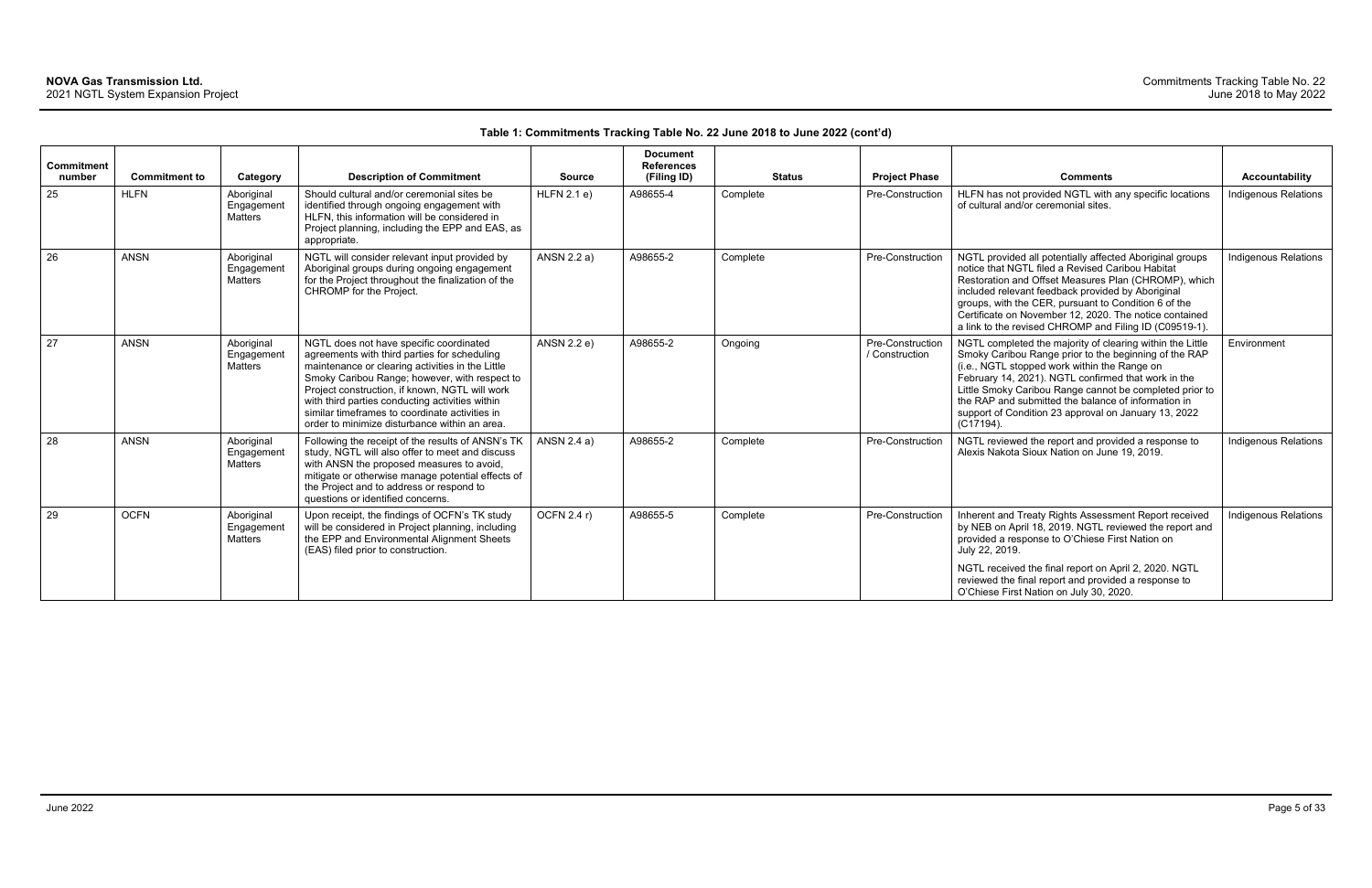**Table 1: Commitments Tracking Table No. 22 June 2018 to June 2022 (cont'd)**

| Commitment number | Commitment to | Category | Description of Commitment | Source | Document References (Filing ID) | Status | Project Phase | Comments | Accountability |
|---|---|---|---|---|---|---|---|---|---|
| 25 | HLFN | Aboriginal Engagement Matters | Should cultural and/or ceremonial sites be identified through ongoing engagement with HLFN, this information will be considered in Project planning, including the EPP and EAS, as appropriate. | HLFN 2.1 e) | A98655-4 | Complete | Pre-Construction | HLFN has not provided NGTL with any specific locations of cultural and/or ceremonial sites. | Indigenous Relations |
| 26 | ANSN | Aboriginal Engagement Matters | NGTL will consider relevant input provided by Aboriginal groups during ongoing engagement for the Project throughout the finalization of the CHROMP for the Project. | ANSN 2.2 a) | A98655-2 | Complete | Pre-Construction | NGTL provided all potentially affected Aboriginal groups notice that NGTL filed a Revised Caribou Habitat Restoration and Offset Measures Plan (CHROMP), which included relevant feedback provided by Aboriginal groups, with the CER, pursuant to Condition 6 of the Certificate on November 12, 2020. The notice contained a link to the revised CHROMP and Filing ID (C09519-1). | Indigenous Relations |
| 27 | ANSN | Aboriginal Engagement Matters | NGTL does not have specific coordinated agreements with third parties for scheduling maintenance or clearing activities in the Little Smoky Caribou Range; however, with respect to Project construction, if known, NGTL will work with third parties conducting activities within similar timeframes to coordinate activities in order to minimize disturbance within an area. | ANSN 2.2 e) | A98655-2 | Ongoing | Pre-Construction / Construction | NGTL completed the majority of clearing within the Little Smoky Caribou Range prior to the beginning of the RAP (i.e., NGTL stopped work within the Range on February 14, 2021). NGTL confirmed that work in the Little Smoky Caribou Range cannot be completed prior to the RAP and submitted the balance of information in support of Condition 23 approval on January 13, 2022 (C17194). | Environment |
| 28 | ANSN | Aboriginal Engagement Matters | Following the receipt of the results of ANSN's TK study, NGTL will also offer to meet and discuss with ANSN the proposed measures to avoid, mitigate or otherwise manage potential effects of the Project and to address or respond to questions or identified concerns. | ANSN 2.4 a) | A98655-2 | Complete | Pre-Construction | NGTL reviewed the report and provided a response to Alexis Nakota Sioux Nation on June 19, 2019. | Indigenous Relations |
| 29 | OCFN | Aboriginal Engagement Matters | Upon receipt, the findings of OCFN's TK study will be considered in Project planning, including the EPP and Environmental Alignment Sheets (EAS) filed prior to construction. | OCFN 2.4 r) | A98655-5 | Complete | Pre-Construction | Inherent and Treaty Rights Assessment Report received by NEB on April 18, 2019. NGTL reviewed the report and provided a response to O'Chiese First Nation on July 22, 2019.<br><br>NGTL received the final report on April 2, 2020. NGTL reviewed the final report and provided a response to O'Chiese First Nation on July 30, 2020. | Indigenous Relations |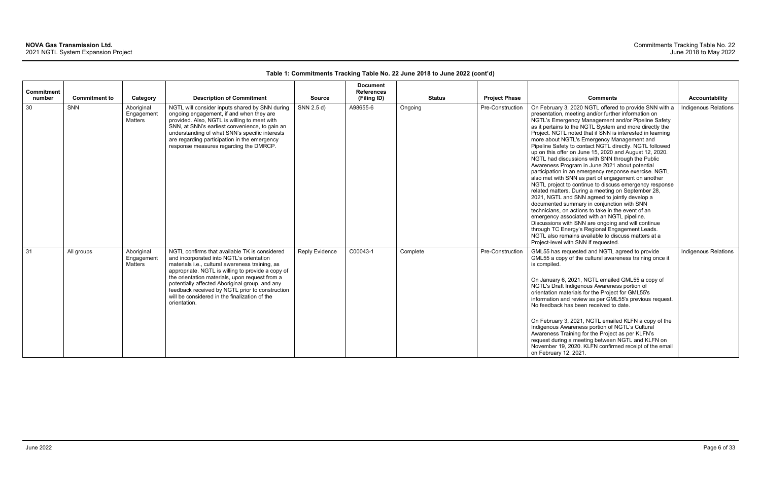**Table 1: Commitments Tracking Table No. 22 June 2018 to June 2022 (cont'd)**

| Commitment number | Commitment to | Category | Description of Commitment | Source | Document References (Filing ID) | Status | Project Phase | Comments | Accountability |
|---|---|---|---|---|---|---|---|---|---|
| 30 | SNN | Aboriginal Engagement Matters | NGTL will consider inputs shared by SNN during ongoing engagement, if and when they are provided. Also, NGTL is willing to meet with SNN, at SNN's earliest convenience, to gain an understanding of what SNN's specific interests are regarding participation in the emergency response measures regarding the DMRCP. | SNN 2.5 d) | A98655-6 | Ongoing | Pre-Construction | On February 3, 2020 NGTL offered to provide SNN with a presentation, meeting and/or further information on NGTL's Emergency Management and/or Pipeline Safety as it pertains to the NGTL System and more directly the Project. NGTL noted that if SNN is interested in learning more about NGTL's Emergency Management and Pipeline Safety to contact NGTL directly. NGTL followed up on this offer on June 15, 2020 and August 12, 2020. NGTL had discussions with SNN through the Public Awareness Program in June 2021 about potential participation in an emergency response exercise. NGTL also met with SNN as part of engagement on another NGTL project to continue to discuss emergency response related matters. During a meeting on September 28, 2021, NGTL and SNN agreed to jointly develop a documented summary in conjunction with SNN technicians, on actions to take in the event of an emergency associated with an NGTL pipeline. Discussions with SNN are ongoing and will continue through TC Energy's Regional Engagement Leads. NGTL also remains available to discuss matters at a Project-level with SNN if requested. | Indigenous Relations |
| 31 | All groups | Aboriginal Engagement Matters | NGTL confirms that available TK is considered and incorporated into NGTL's orientation materials i.e., cultural awareness training, as appropriate. NGTL is willing to provide a copy of the orientation materials, upon request from a potentially affected Aboriginal group, and any feedback received by NGTL prior to construction will be considered in the finalization of the orientation. | Reply Evidence | C00043-1 | Complete | Pre-Construction | GML55 has requested and NGTL agreed to provide GML55 a copy of the cultural awareness training once it is compiled.<br><br>On January 6, 2021, NGTL emailed GML55 a copy of NGTL's Draft Indigenous Awareness portion of orientation materials for the Project for GML55's information and review as per GML55's previous request. No feedback has been received to date.<br><br>On February 3, 2021, NGTL emailed KLFN a copy of the Indigenous Awareness portion of NGTL's Cultural Awareness Training for the Project as per KLFN's request during a meeting between NGTL and KLFN on November 19, 2020. KLFN confirmed receipt of the email on February 12, 2021. | Indigenous Relations |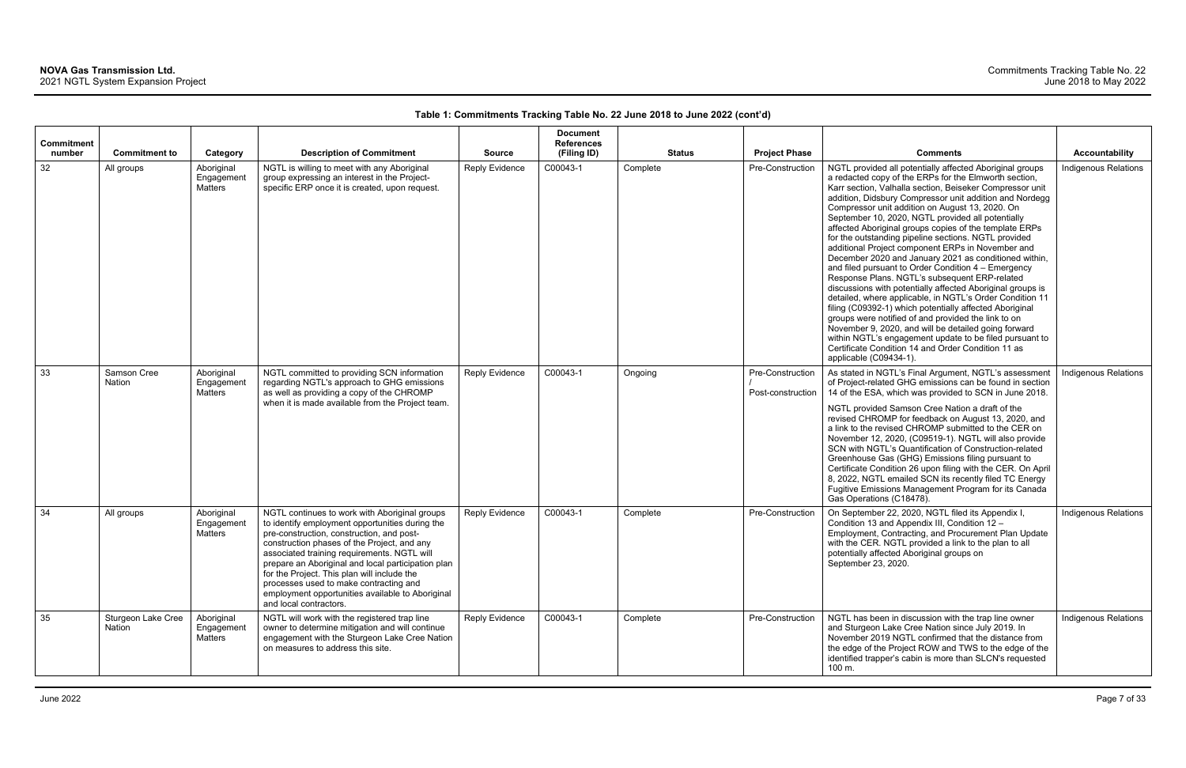**Table 1: Commitments Tracking Table No. 22 June 2018 to June 2022 (cont'd)**

| Commitment number | Commitment to | Category | Description of Commitment | Source | Document References (Filing ID) | Status | Project Phase | Comments | Accountability |
|---|---|---|---|---|---|---|---|---|---|
| 32 | All groups | Aboriginal Engagement Matters | NGTL is willing to meet with any Aboriginal group expressing an interest in the Project-specific ERP once it is created, upon request. | Reply Evidence | C00043-1 | Complete | Pre-Construction | NGTL provided all potentially affected Aboriginal groups a redacted copy of the ERPs for the Elmworth section, Karr section, Valhalla section, Beiseker Compressor unit addition, Didsbury Compressor unit addition and Nordegg Compressor unit addition on August 13, 2020. On September 10, 2020, NGTL provided all potentially affected Aboriginal groups copies of the template ERPs for the outstanding pipeline sections. NGTL provided additional Project component ERPs in November and December 2020 and January 2021 as conditioned within, and filed pursuant to Order Condition 4 – Emergency Response Plans. NGTL's subsequent ERP-related discussions with potentially affected Aboriginal groups is detailed, where applicable, in NGTL's Order Condition 11 filing (C09392-1) which potentially affected Aboriginal groups were notified of and provided the link to on November 9, 2020, and will be detailed going forward within NGTL's engagement update to be filed pursuant to Certificate Condition 14 and Order Condition 11 as applicable (C09434-1). | Indigenous Relations |
| 33 | Samson Cree Nation | Aboriginal Engagement Matters | NGTL committed to providing SCN information regarding NGTL's approach to GHG emissions as well as providing a copy of the CHROMP when it is made available from the Project team. | Reply Evidence | C00043-1 | Ongoing | Pre-Construction / Post-construction | As stated in NGTL's Final Argument, NGTL's assessment of Project-related GHG emissions can be found in section 14 of the ESA, which was provided to SCN in June 2018.<br><br>NGTL provided Samson Cree Nation a draft of the revised CHROMP for feedback on August 13, 2020, and a link to the revised CHROMP submitted to the CER on November 12, 2020, (C09519-1). NGTL will also provide SCN with NGTL's Quantification of Construction-related Greenhouse Gas (GHG) Emissions filing pursuant to Certificate Condition 26 upon filing with the CER. On April 8, 2022, NGTL emailed SCN its recently filed TC Energy Fugitive Emissions Management Program for its Canada Gas Operations (C18478). | Indigenous Relations |
| 34 | All groups | Aboriginal Engagement Matters | NGTL continues to work with Aboriginal groups to identify employment opportunities during the pre-construction, construction, and post-construction phases of the Project, and any associated training requirements. NGTL will prepare an Aboriginal and local participation plan for the Project. This plan will include the processes used to make contracting and employment opportunities available to Aboriginal and local contractors. | Reply Evidence | C00043-1 | Complete | Pre-Construction | On September 22, 2020, NGTL filed its Appendix I, Condition 13 and Appendix III, Condition 12 – Employment, Contracting, and Procurement Plan Update with the CER. NGTL provided a link to the plan to all potentially affected Aboriginal groups on September 23, 2020. | Indigenous Relations |
| 35 | Sturgeon Lake Cree Nation | Aboriginal Engagement Matters | NGTL will work with the registered trap line owner to determine mitigation and will continue engagement with the Sturgeon Lake Cree Nation on measures to address this site. | Reply Evidence | C00043-1 | Complete | Pre-Construction | NGTL has been in discussion with the trap line owner and Sturgeon Lake Cree Nation since July 2019. In November 2019 NGTL confirmed that the distance from the edge of the Project ROW and TWS to the edge of the identified trapper's cabin is more than SLCN's requested 100 m. | Indigenous Relations |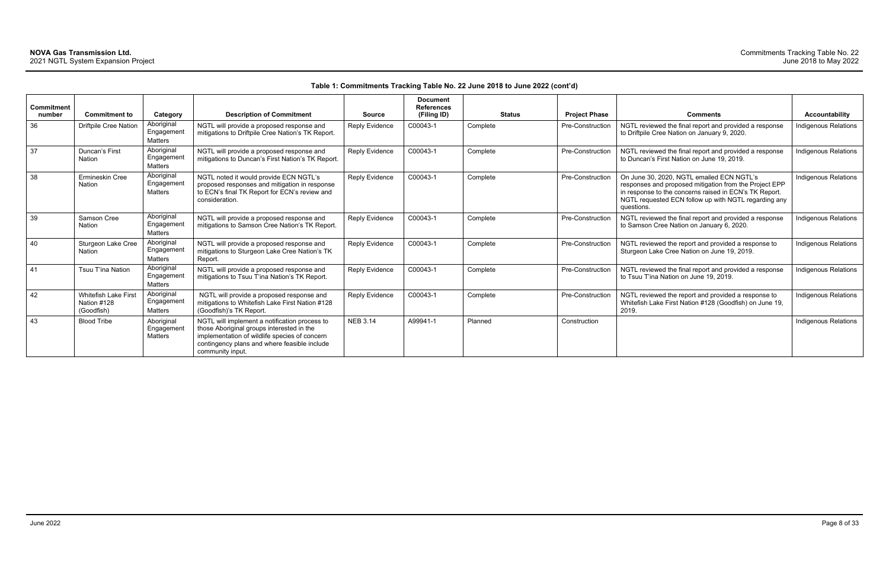**Table 1: Commitments Tracking Table No. 22 June 2018 to June 2022 (cont'd)**

| Commitment number | Commitment to | Category | Description of Commitment | Source | Document References (Filing ID) | Status | Project Phase | Comments | Accountability |
|---|---|---|---|---|---|---|---|---|---|
| 36 | Driftpile Cree Nation | Aboriginal Engagement Matters | NGTL will provide a proposed response and mitigations to Driftpile Cree Nation's TK Report. | Reply Evidence | C00043-1 | Complete | Pre-Construction | NGTL reviewed the final report and provided a response to Driftpile Cree Nation on January 9, 2020. | Indigenous Relations |
| 37 | Duncan's First Nation | Aboriginal Engagement Matters | NGTL will provide a proposed response and mitigations to Duncan's First Nation's TK Report. | Reply Evidence | C00043-1 | Complete | Pre-Construction | NGTL reviewed the final report and provided a response to Duncan's First Nation on June 19, 2019. | Indigenous Relations |
| 38 | Ermineskin Cree Nation | Aboriginal Engagement Matters | NGTL noted it would provide ECN NGTL's proposed responses and mitigation in response to ECN's final TK Report for ECN's review and consideration. | Reply Evidence | C00043-1 | Complete | Pre-Construction | On June 30, 2020, NGTL emailed ECN NGTL's responses and proposed mitigation from the Project EPP in response to the concerns raised in ECN's TK Report. NGTL requested ECN follow up with NGTL regarding any questions. | Indigenous Relations |
| 39 | Samson Cree Nation | Aboriginal Engagement Matters | NGTL will provide a proposed response and mitigations to Samson Cree Nation's TK Report. | Reply Evidence | C00043-1 | Complete | Pre-Construction | NGTL reviewed the final report and provided a response to Samson Cree Nation on January 6, 2020. | Indigenous Relations |
| 40 | Sturgeon Lake Cree Nation | Aboriginal Engagement Matters | NGTL will provide a proposed response and mitigations to Sturgeon Lake Cree Nation's TK Report. | Reply Evidence | C00043-1 | Complete | Pre-Construction | NGTL reviewed the report and provided a response to Sturgeon Lake Cree Nation on June 19, 2019. | Indigenous Relations |
| 41 | Tsuu T'ina Nation | Aboriginal Engagement Matters | NGTL will provide a proposed response and mitigations to Tsuu T'ina Nation's TK Report. | Reply Evidence | C00043-1 | Complete | Pre-Construction | NGTL reviewed the final report and provided a response to Tsuu T'ina Nation on June 19, 2019. | Indigenous Relations |
| 42 | Whitefish Lake First Nation #128 (Goodfish) | Aboriginal Engagement Matters | NGTL will provide a proposed response and mitigations to Whitefish Lake First Nation #128 (Goodfish)'s TK Report. | Reply Evidence | C00043-1 | Complete | Pre-Construction | NGTL reviewed the report and provided a response to Whitefish Lake First Nation #128 (Goodfish) on June 19, 2019. | Indigenous Relations |
| 43 | Blood Tribe | Aboriginal Engagement Matters | NGTL will implement a notification process to those Aboriginal groups interested in the implementation of wildlife species of concern contingency plans and where feasible include community input. | NEB 3.14 | A99941-1 | Planned | Construction | | Indigenous Relations |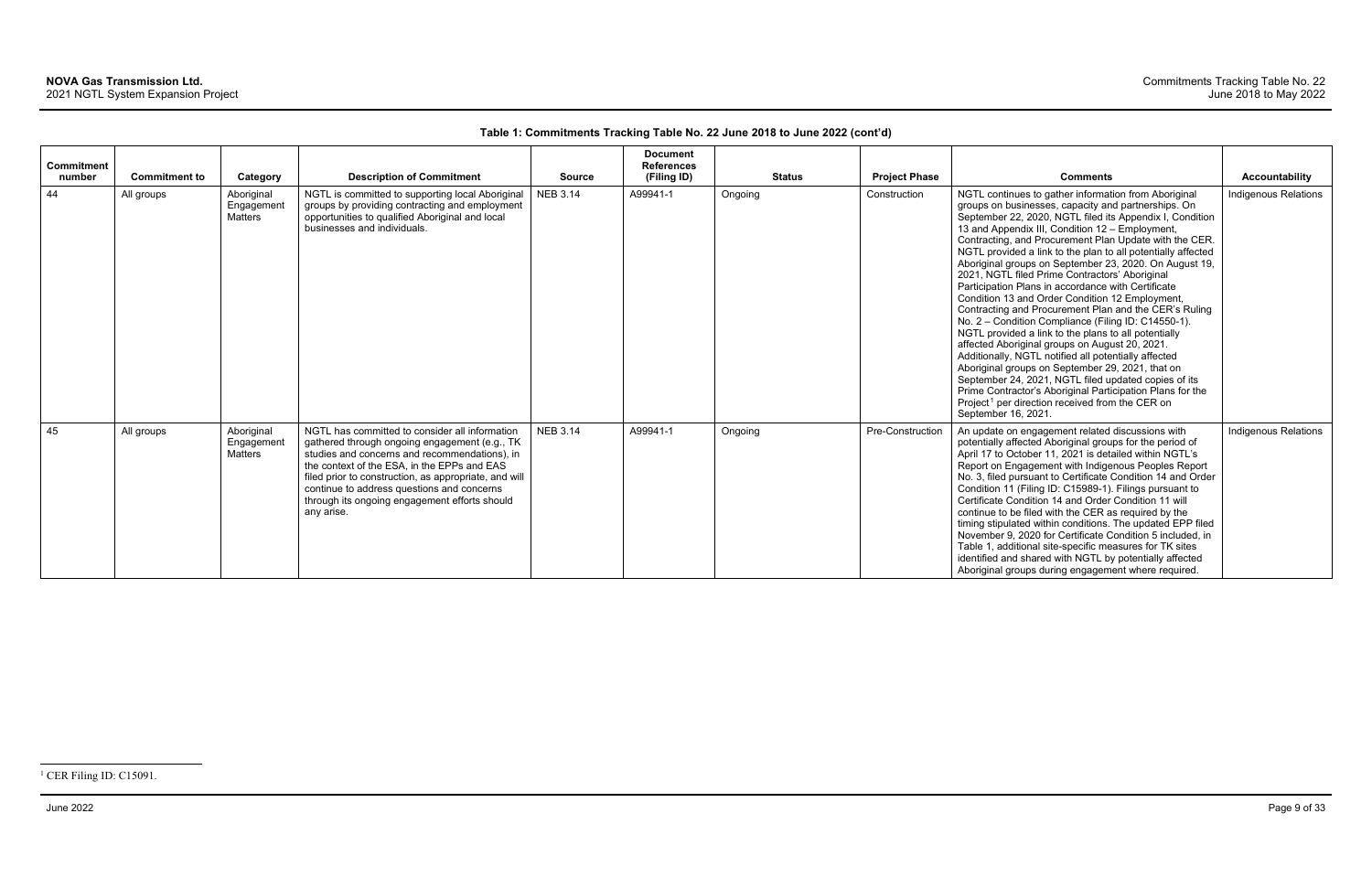**Table 1: Commitments Tracking Table No. 22 June 2018 to June 2022 (cont'd)**

| Commitment number | Commitment to | Category | Description of Commitment | Source | Document References (Filing ID) | Status | Project Phase | Comments | Accountability |
|---|---|---|---|---|---|---|---|---|---|
| 44 | All groups | Aboriginal Engagement Matters | NGTL is committed to supporting local Aboriginal groups by providing contracting and employment opportunities to qualified Aboriginal and local businesses and individuals. | NEB 3.14 | A99941-1 | Ongoing | Construction | NGTL continues to gather information from Aboriginal groups on businesses, capacity and partnerships. On September 22, 2020, NGTL filed its Appendix I, Condition 13 and Appendix III, Condition 12 – Employment, Contracting, and Procurement Plan Update with the CER. NGTL provided a link to the plan to all potentially affected Aboriginal groups on September 23, 2020. On August 19, 2021, NGTL filed Prime Contractors' Aboriginal Participation Plans in accordance with Certificate Condition 13 and Order Condition 12 Employment, Contracting and Procurement Plan and the CER's Ruling No. 2 – Condition Compliance (Filing ID: C14550-1). NGTL provided a link to the plans to all potentially affected Aboriginal groups on August 20, 2021. Additionally, NGTL notified all potentially affected Aboriginal groups on September 29, 2021, that on September 24, 2021, NGTL filed updated copies of its Prime Contractor's Aboriginal Participation Plans for the Project[1] per direction received from the CER on September 16, 2021. | Indigenous Relations |
| 45 | All groups | Aboriginal Engagement Matters | NGTL has committed to consider all information gathered through ongoing engagement (e.g., TK studies and concerns and recommendations), in the context of the ESA, in the EPPs and EAS filed prior to construction, as appropriate, and will continue to address questions and concerns through its ongoing engagement efforts should any arise. | NEB 3.14 | A99941-1 | Ongoing | Pre-Construction | An update on engagement related discussions with potentially affected Aboriginal groups for the period of April 17 to October 11, 2021 is detailed within NGTL's Report on Engagement with Indigenous Peoples Report No. 3, filed pursuant to Certificate Condition 14 and Order Condition 11 (Filing ID: C15989-1). Filings pursuant to Certificate Condition 14 and Order Condition 11 will continue to be filed with the CER as required by the timing stipulated within conditions. The updated EPP filed November 9, 2020 for Certificate Condition 5 included, in Table 1, additional site-specific measures for TK sites identified and shared with NGTL by potentially affected Aboriginal groups during engagement where required. | Indigenous Relations |

[1] CER Filing ID: C15091.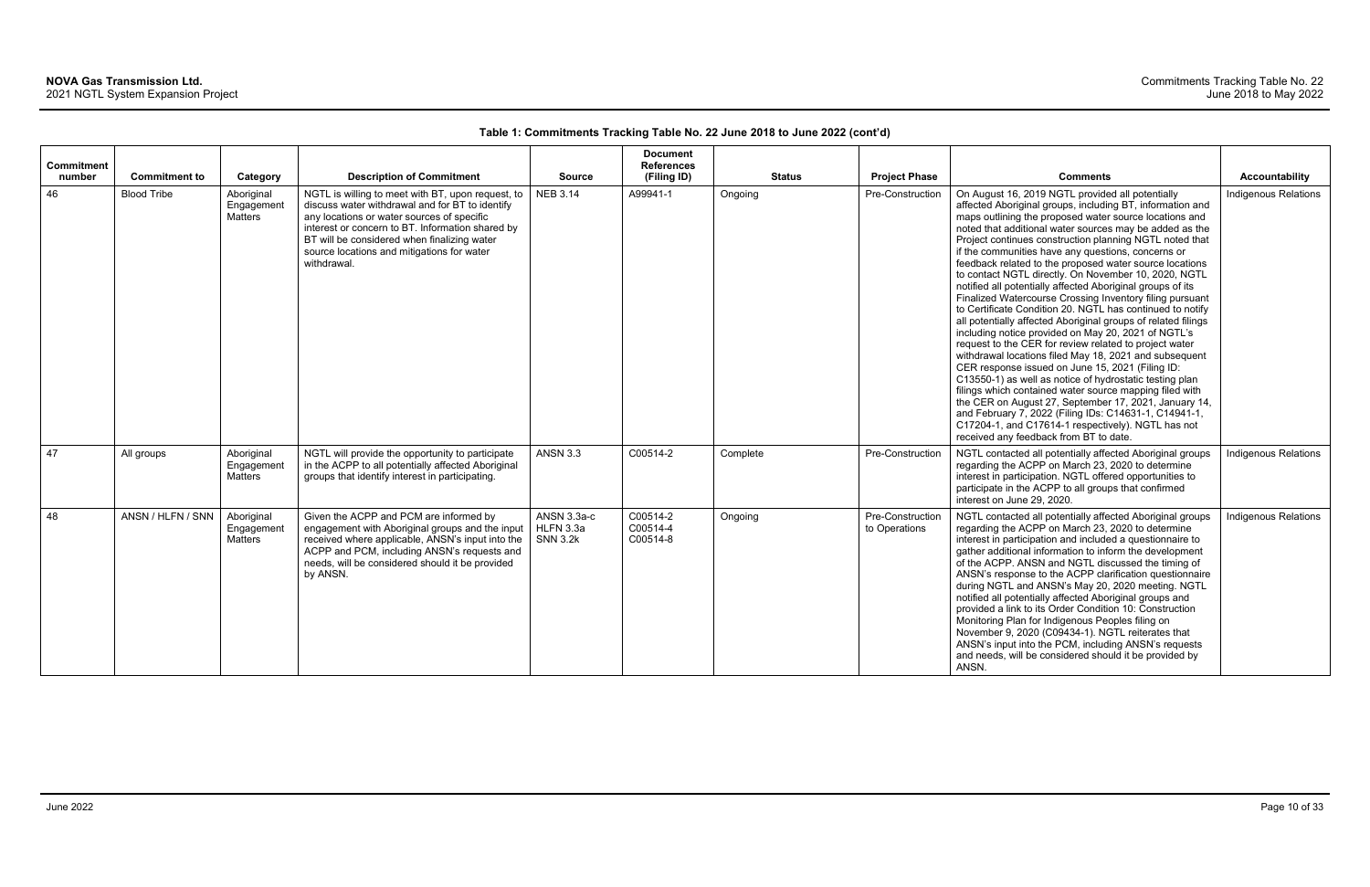**Table 1: Commitments Tracking Table No. 22 June 2018 to June 2022 (cont'd)**

| Commitment number | Commitment to | Category | Description of Commitment | Source | Document References (Filing ID) | Status | Project Phase | Comments | Accountability |
|---|---|---|---|---|---|---|---|---|---|
| 46 | Blood Tribe | Aboriginal Engagement Matters | NGTL is willing to meet with BT, upon request, to discuss water withdrawal and for BT to identify any locations or water sources of specific interest or concern to BT. Information shared by BT will be considered when finalizing water source locations and mitigations for water withdrawal. | NEB 3.14 | A99941-1 | Ongoing | Pre-Construction | On August 16, 2019 NGTL provided all potentially affected Aboriginal groups, including BT, information and maps outlining the proposed water source locations and noted that additional water sources may be added as the Project continues construction planning NGTL noted that if the communities have any questions, concerns or feedback related to the proposed water source locations to contact NGTL directly. On November 10, 2020, NGTL notified all potentially affected Aboriginal groups of its Finalized Watercourse Crossing Inventory filing pursuant to Certificate Condition 20. NGTL has continued to notify all potentially affected Aboriginal groups of related filings including notice provided on May 20, 2021 of NGTL's request to the CER for review related to project water withdrawal locations filed May 18, 2021 and subsequent CER response issued on June 15, 2021 (Filing ID: C13550-1) as well as notice of hydrostatic testing plan filings which contained water source mapping filed with the CER on August 27, September 17, 2021, January 14, and February 7, 2022 (Filing IDs: C14631-1, C14941-1, C17204-1, and C17614-1 respectively). NGTL has not received any feedback from BT to date. | Indigenous Relations |
| 47 | All groups | Aboriginal Engagement Matters | NGTL will provide the opportunity to participate in the ACPP to all potentially affected Aboriginal groups that identify interest in participating. | ANSN 3.3 | C00514-2 | Complete | Pre-Construction | NGTL contacted all potentially affected Aboriginal groups regarding the ACPP on March 23, 2020 to determine interest in participation. NGTL offered opportunities to participate in the ACPP to all groups that confirmed interest on June 29, 2020. | Indigenous Relations |
| 48 | ANSN / HLFN / SNN | Aboriginal Engagement Matters | Given the ACPP and PCM are informed by engagement with Aboriginal groups and the input received where applicable, ANSN's input into the ACPP and PCM, including ANSN's requests and needs, will be considered should it be provided by ANSN. | ANSN 3.3a-c HLFN 3.3a SNN 3.2k | C00514-2 C00514-4 C00514-8 | Ongoing | Pre-Construction to Operations | NGTL contacted all potentially affected Aboriginal groups regarding the ACPP on March 23, 2020 to determine interest in participation and included a questionnaire to gather additional information to inform the development of the ACPP. ANSN and NGTL discussed the timing of ANSN's response to the ACPP clarification questionnaire during NGTL and ANSN's May 20, 2020 meeting. NGTL notified all potentially affected Aboriginal groups and provided a link to its Order Condition 10: Construction Monitoring Plan for Indigenous Peoples filing on November 9, 2020 (C09434-1). NGTL reiterates that ANSN's input into the PCM, including ANSN's requests and needs, will be considered should it be provided by ANSN. | Indigenous Relations |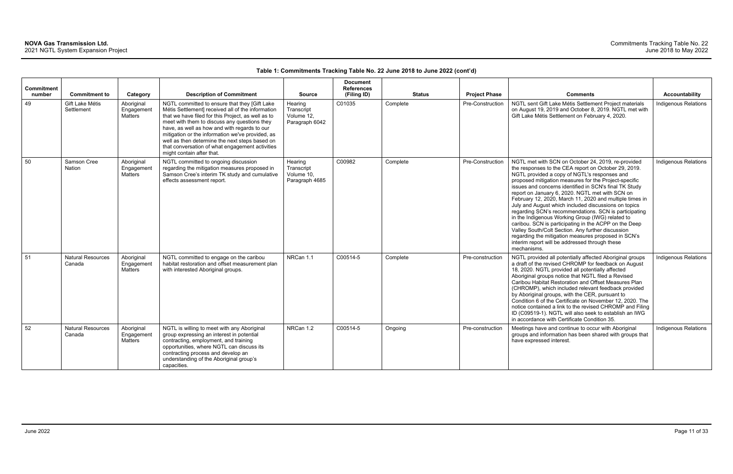**Table 1: Commitments Tracking Table No. 22 June 2018 to June 2022 (cont'd)**

| Commitment number | Commitment to | Category | Description of Commitment | Source | Document References (Filing ID) | Status | Project Phase | Comments | Accountability |
|---|---|---|---|---|---|---|---|---|---|
| 49 | Gift Lake Métis Settlement | Aboriginal Engagement Matters | NGTL committed to ensure that they [Gift Lake Métis Settlement] received all of the information that we have filed for this Project, as well as to meet with them to discuss any questions they have, as well as how and with regards to our mitigation or the information we've provided, as well as then determine the next steps based on that conversation of what engagement activities might contain after that. | Hearing Transcript Volume 12, Paragraph 6042 | C01035 | Complete | Pre-Construction | NGTL sent Gift Lake Métis Settlement Project materials on August 19, 2019 and October 8, 2019. NGTL met with Gift Lake Métis Settlement on February 4, 2020. | Indigenous Relations |
| 50 | Samson Cree Nation | Aboriginal Engagement Matters | NGTL committed to ongoing discussion regarding the mitigation measures proposed in Samson Cree's interim TK study and cumulative effects assessment report. | Hearing Transcript Volume 10, Paragraph 4685 | C00982 | Complete | Pre-Construction | NGTL met with SCN on October 24, 2019, re-provided the responses to the CEA report on October 29, 2019. NGTL provided a copy of NGTL's responses and proposed mitigation measures for the Project-specific issues and concerns identified in SCN's final TK Study report on January 6, 2020. NGTL met with SCN on February 12, 2020, March 11, 2020 and multiple times in July and August which included discussions on topics regarding SCN's recommendations. SCN is participating in the Indigenous Working Group (IWG) related to caribou. SCN is participating in the ACPP on the Deep Valley South/Colt Section. Any further discussion regarding the mitigation measures proposed in SCN's interim report will be addressed through these mechanisms. | Indigenous Relations |
| 51 | Natural Resources Canada | Aboriginal Engagement Matters | NGTL committed to engage on the caribou habitat restoration and offset measurement plan with interested Aboriginal groups. | NRCan 1.1 | C00514-5 | Complete | Pre-construction | NGTL provided all potentially affected Aboriginal groups a draft of the revised CHROMP for feedback on August 18, 2020. NGTL provided all potentially affected Aboriginal groups notice that NGTL filed a Revised Caribou Habitat Restoration and Offset Measures Plan (CHROMP), which included relevant feedback provided by Aboriginal groups, with the CER, pursuant to Condition 6 of the Certificate on November 12, 2020. The notice contained a link to the revised CHROMP and Filing ID (C09519-1). NGTL will also seek to establish an IWG in accordance with Certificate Condition 35. | Indigenous Relations |
| 52 | Natural Resources Canada | Aboriginal Engagement Matters | NGTL is willing to meet with any Aboriginal group expressing an interest in potential contracting, employment, and training opportunities, where NGTL can discuss its contracting process and develop an understanding of the Aboriginal group's capacities. | NRCan 1.2 | C00514-5 | Ongoing | Pre-construction | Meetings have and continue to occur with Aboriginal groups and information has been shared with groups that have expressed interest. | Indigenous Relations |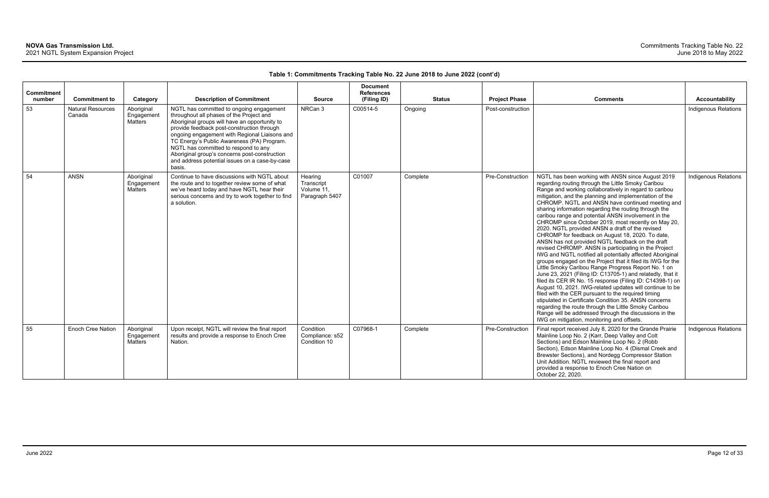**Table 1: Commitments Tracking Table No. 22 June 2018 to June 2022 (cont'd)**

| Commitment number | Commitment to | Category | Description of Commitment | Source | Document References (Filing ID) | Status | Project Phase | Comments | Accountability |
|---|---|---|---|---|---|---|---|---|---|
| 53 | Natural Resources Canada | Aboriginal Engagement Matters | NGTL has committed to ongoing engagement throughout all phases of the Project and Aboriginal groups will have an opportunity to provide feedback post-construction through ongoing engagement with Regional Liaisons and TC Energy's Public Awareness (PA) Program. NGTL has committed to respond to any Aboriginal group's concerns post-construction and address potential issues on a case-by-case basis. | NRCan 3 | C00514-5 | Ongoing | Post-construction | | Indigenous Relations |
| 54 | ANSN | Aboriginal Engagement Matters | Continue to have discussions with NGTL about the route and to together review some of what we've heard today and have NGTL hear their serious concerns and try to work together to find a solution. | Hearing Transcript Volume 11, Paragraph 5407 | C01007 | Complete | Pre-Construction | NGTL has been working with ANSN since August 2019 regarding routing through the Little Smoky Caribou Range and working collaboratively in regard to caribou mitigation, and the planning and implementation of the CHROMP. NGTL and ANSN have continued meeting and sharing information regarding the routing through the caribou range and potential ANSN involvement in the CHROMP since October 2019, most recently on May 20, 2020. NGTL provided ANSN a draft of the revised CHROMP for feedback on August 18, 2020. To date, ANSN has not provided NGTL feedback on the draft revised CHROMP. ANSN is participating in the Project IWG and NGTL notified all potentially affected Aboriginal groups engaged on the Project that it filed its IWG for the Little Smoky Caribou Range Progress Report No. 1 on June 23, 2021 (Filing ID: C13705-1) and relatedly, that it filed its CER IR No. 15 response (Filing ID: C14398-1) on August 10, 2021. IWG-related updates will continue to be filed with the CER pursuant to the required timing stipulated in Certificate Condition 35. ANSN concerns regarding the route through the Little Smoky Caribou Range will be addressed through the discussions in the IWG on mitigation, monitoring and offsets. | Indigenous Relations |
| 55 | Enoch Cree Nation | Aboriginal Engagement Matters | Upon receipt, NGTL will review the final report results and provide a response to Enoch Cree Nation. | Condition Compliance: s52 Condition 10 | C07968-1 | Complete | Pre-Construction | Final report received July 8, 2020 for the Grande Prairie Mainline Loop No. 2 (Karr, Deep Valley and Colt Sections) and Edson Mainline Loop No. 2 (Robb Section), Edson Mainline Loop No. 4 (Dismal Creek and Brewster Sections), and Nordegg Compressor Station Unit Addition. NGTL reviewed the final report and provided a response to Enoch Cree Nation on October 22, 2020. | Indigenous Relations |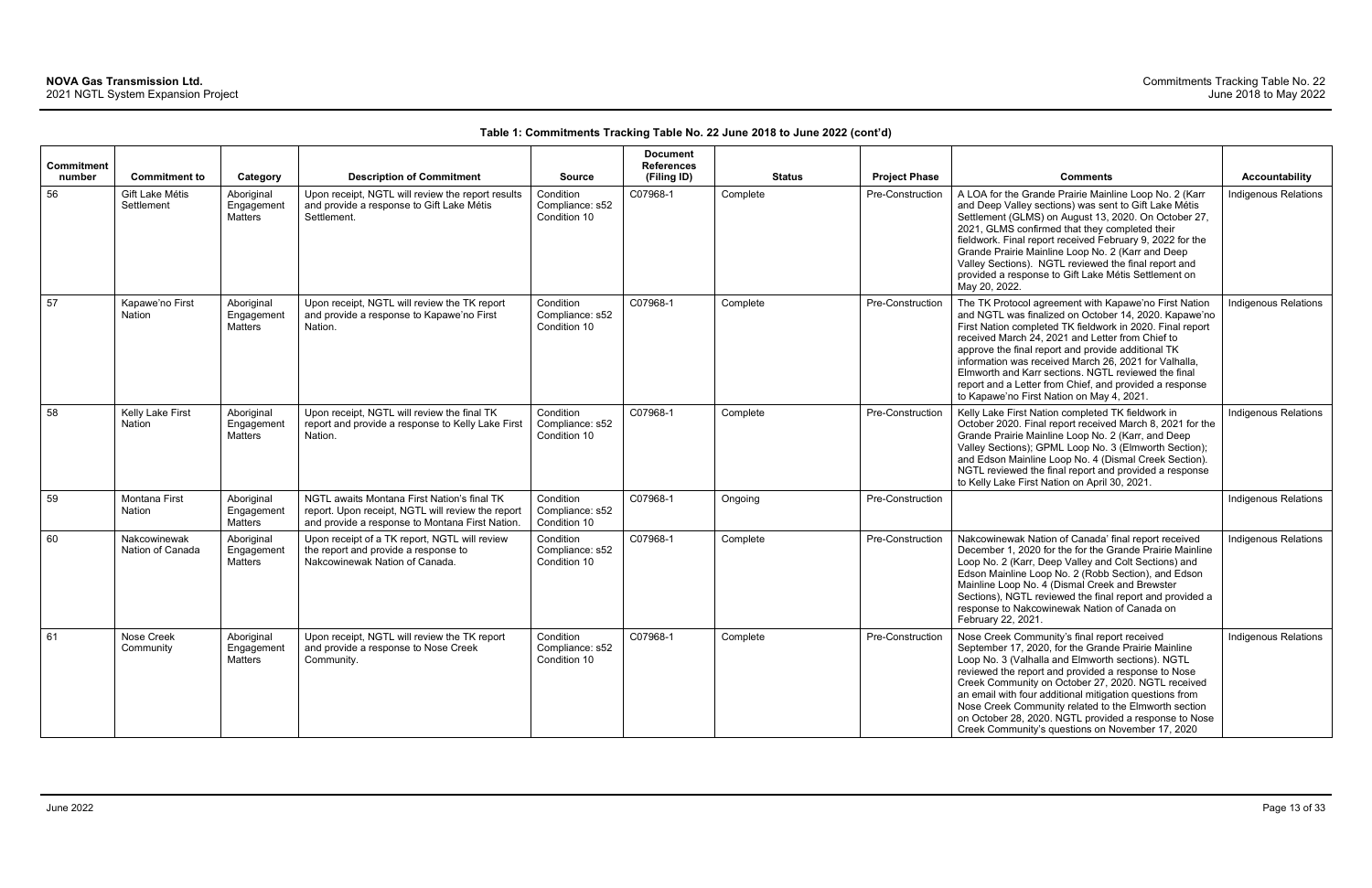**Table 1: Commitments Tracking Table No. 22 June 2018 to June 2022 (cont'd)**

| Commitment number | Commitment to | Category | Description of Commitment | Source | Document References (Filing ID) | Status | Project Phase | Comments | Accountability |
|---|---|---|---|---|---|---|---|---|---|
| 56 | Gift Lake Métis Settlement | Aboriginal Engagement Matters | Upon receipt, NGTL will review the report results and provide a response to Gift Lake Métis Settlement. | Condition Compliance: s52 Condition 10 | C07968-1 | Complete | Pre-Construction | A LOA for the Grande Prairie Mainline Loop No. 2 (Karr and Deep Valley sections) was sent to Gift Lake Métis Settlement (GLMS) on August 13, 2020. On October 27, 2021, GLMS confirmed that they completed their fieldwork. Final report received February 9, 2022 for the Grande Prairie Mainline Loop No. 2 (Karr and Deep Valley Sections). NGTL reviewed the final report and provided a response to Gift Lake Métis Settlement on May 20, 2022. | Indigenous Relations |
| 57 | Kapawe'no First Nation | Aboriginal Engagement Matters | Upon receipt, NGTL will review the TK report and provide a response to Kapawe'no First Nation. | Condition Compliance: s52 Condition 10 | C07968-1 | Complete | Pre-Construction | The TK Protocol agreement with Kapawe'no First Nation and NGTL was finalized on October 14, 2020. Kapawe'no First Nation completed TK fieldwork in 2020. Final report received March 24, 2021 and Letter from Chief to approve the final report and provide additional TK information was received March 26, 2021 for Valhalla, Elmworth and Karr sections. NGTL reviewed the final report and a Letter from Chief, and provided a response to Kapawe'no First Nation on May 4, 2021. | Indigenous Relations |
| 58 | Kelly Lake First Nation | Aboriginal Engagement Matters | Upon receipt, NGTL will review the final TK report and provide a response to Kelly Lake First Nation. | Condition Compliance: s52 Condition 10 | C07968-1 | Complete | Pre-Construction | Kelly Lake First Nation completed TK fieldwork in October 2020. Final report received March 8, 2021 for the Grande Prairie Mainline Loop No. 2 (Karr, and Deep Valley Sections); GPML Loop No. 3 (Elmworth Section); and Edson Mainline Loop No. 4 (Dismal Creek Section). NGTL reviewed the final report and provided a response to Kelly Lake First Nation on April 30, 2021. | Indigenous Relations |
| 59 | Montana First Nation | Aboriginal Engagement Matters | NGTL awaits Montana First Nation's final TK report. Upon receipt, NGTL will review the report and provide a response to Montana First Nation. | Condition Compliance: s52 Condition 10 | C07968-1 | Ongoing | Pre-Construction | | Indigenous Relations |
| 60 | Nakcowinewak Nation of Canada | Aboriginal Engagement Matters | Upon receipt of a TK report, NGTL will review the report and provide a response to Nakcowinewak Nation of Canada. | Condition Compliance: s52 Condition 10 | C07968-1 | Complete | Pre-Construction | Nakcowinewak Nation of Canada' final report received December 1, 2020 for the for the Grande Prairie Mainline Loop No. 2 (Karr, Deep Valley and Colt Sections) and Edson Mainline Loop No. 2 (Robb Section), and Edson Mainline Loop No. 4 (Dismal Creek and Brewster Sections), NGTL reviewed the final report and provided a response to Nakcowinewak Nation of Canada on February 22, 2021. | Indigenous Relations |
| 61 | Nose Creek Community | Aboriginal Engagement Matters | Upon receipt, NGTL will review the TK report and provide a response to Nose Creek Community. | Condition Compliance: s52 Condition 10 | C07968-1 | Complete | Pre-Construction | Nose Creek Community's final report received September 17, 2020, for the Grande Prairie Mainline Loop No. 3 (Valhalla and Elmworth sections). NGTL reviewed the report and provided a response to Nose Creek Community on October 27, 2020. NGTL received an email with four additional mitigation questions from Nose Creek Community related to the Elmworth section on October 28, 2020. NGTL provided a response to Nose Creek Community's questions on November 17, 2020 | Indigenous Relations |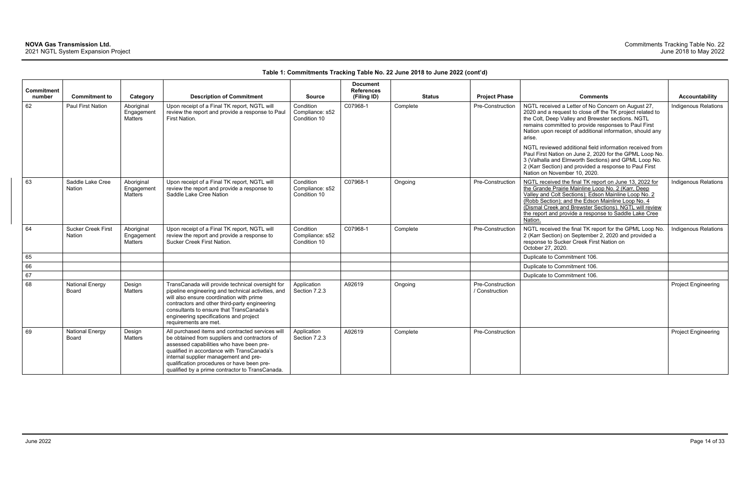**Table 1: Commitments Tracking Table No. 22 June 2018 to June 2022 (cont'd)**

| Commitment number | Commitment to | Category | Description of Commitment | Source | Document References (Filing ID) | Status | Project Phase | Comments | Accountability |
|---|---|---|---|---|---|---|---|---|---|
| 62 | Paul First Nation | Aboriginal Engagement Matters | Upon receipt of a Final TK report, NGTL will review the report and provide a response to Paul First Nation. | Condition Compliance: s52 Condition 10 | C07968-1 | Complete | Pre-Construction | NGTL received a Letter of No Concern on August 27, 2020 and a request to close off the TK project related to the Colt, Deep Valley and Brewster sections. NGTL remains committed to provide responses to Paul First Nation upon receipt of additional information, should any arise.<br><br>NGTL reviewed additional field information received from Paul First Nation on June 2, 2020 for the GPML Loop No. 3 (Valhalla and Elmworth Sections) and GPML Loop No. 2 (Karr Section) and provided a response to Paul First Nation on November 10, 2020. | Indigenous Relations |
| 63 | Saddle Lake Cree Nation | Aboriginal Engagement Matters | Upon receipt of a Final TK report, NGTL will review the report and provide a response to Saddle Lake Cree Nation | Condition Compliance: s52 Condition 10 | C07968-1 | Ongoing | Pre-Construction | NGTL received the final TK report on June 13, 2022 for the Grande Prairie Mainline Loop No. 2 (Karr, Deep Valley and Colt Sections); Edson Mainline Loop No. 2 (Robb Section); and the Edson Mainline Loop No. 4 (Dismal Creek and Brewster Sections). NGTL will review the report and provide a response to Saddle Lake Cree Nation. | Indigenous Relations |
| 64 | Sucker Creek First Nation | Aboriginal Engagement Matters | Upon receipt of a Final TK report, NGTL will review the report and provide a response to Sucker Creek First Nation. | Condition Compliance: s52 Condition 10 | C07968-1 | Complete | Pre-Construction | NGTL received the final TK report for the GPML Loop No. 2 (Karr Section) on September 2, 2020 and provided a response to Sucker Creek First Nation on October 27, 2020. | Indigenous Relations |
| 65 | | | | | | | | Duplicate to Commitment 106. | |
| 66 | | | | | | | | Duplicate to Commitment 106. | |
| 67 | | | | | | | | Duplicate to Commitment 106. | |
| 68 | National Energy Board | Design Matters | TransCanada will provide technical oversight for pipeline engineering and technical activities, and will also ensure coordination with prime contractors and other third-party engineering consultants to ensure that TransCanada's engineering specifications and project requirements are met. | Application Section 7.2.3 | A92619 | Ongoing | Pre-Construction / Construction | | Project Engineering |
| 69 | National Energy Board | Design Matters | All purchased items and contracted services will be obtained from suppliers and contractors of assessed capabilities who have been pre-qualified in accordance with TransCanada's internal supplier management and pre-qualification procedures or have been pre-qualified by a prime contractor to TransCanada. | Application Section 7.2.3 | A92619 | Complete | Pre-Construction | | Project Engineering |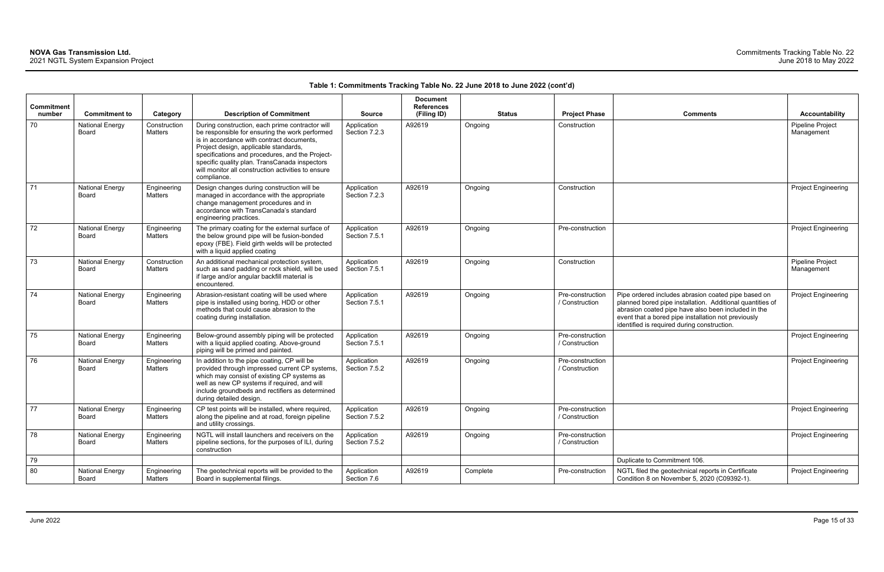**Table 1: Commitments Tracking Table No. 22 June 2018 to June 2022 (cont'd)**

| Commitment number | Commitment to | Category | Description of Commitment | Source | Document References (Filing ID) | Status | Project Phase | Comments | Accountability |
|---|---|---|---|---|---|---|---|---|---|
| 70 | National Energy Board | Construction Matters | During construction, each prime contractor will be responsible for ensuring the work performed is in accordance with contract documents, Project design, applicable standards, specifications and procedures, and the Project-specific quality plan. TransCanada inspectors will monitor all construction activities to ensure compliance. | Application Section 7.2.3 | A92619 | Ongoing | Construction | | Pipeline Project Management |
| 71 | National Energy Board | Engineering Matters | Design changes during construction will be managed in accordance with the appropriate change management procedures and in accordance with TransCanada's standard engineering practices. | Application Section 7.2.3 | A92619 | Ongoing | Construction | | Project Engineering |
| 72 | National Energy Board | Engineering Matters | The primary coating for the external surface of the below ground pipe will be fusion-bonded epoxy (FBE). Field girth welds will be protected with a liquid applied coating | Application Section 7.5.1 | A92619 | Ongoing | Pre-construction | | Project Engineering |
| 73 | National Energy Board | Construction Matters | An additional mechanical protection system, such as sand padding or rock shield, will be used if large and/or angular backfill material is encountered. | Application Section 7.5.1 | A92619 | Ongoing | Construction | | Pipeline Project Management |
| 74 | National Energy Board | Engineering Matters | Abrasion-resistant coating will be used where pipe is installed using boring, HDD or other methods that could cause abrasion to the coating during installation. | Application Section 7.5.1 | A92619 | Ongoing | Pre-construction / Construction | Pipe ordered includes abrasion coated pipe based on planned bored pipe installation. Additional quantities of abrasion coated pipe have also been included in the event that a bored pipe installation not previously identified is required during construction. | Project Engineering |
| 75 | National Energy Board | Engineering Matters | Below-ground assembly piping will be protected with a liquid applied coating. Above-ground piping will be primed and painted. | Application Section 7.5.1 | A92619 | Ongoing | Pre-construction / Construction | | Project Engineering |
| 76 | National Energy Board | Engineering Matters | In addition to the pipe coating, CP will be provided through impressed current CP systems, which may consist of existing CP systems as well as new CP systems if required, and will include groundbeds and rectifiers as determined during detailed design. | Application Section 7.5.2 | A92619 | Ongoing | Pre-construction / Construction | | Project Engineering |
| 77 | National Energy Board | Engineering Matters | CP test points will be installed, where required, along the pipeline and at road, foreign pipeline and utility crossings. | Application Section 7.5.2 | A92619 | Ongoing | Pre-construction / Construction | | Project Engineering |
| 78 | National Energy Board | Engineering Matters | NGTL will install launchers and receivers on the pipeline sections, for the purposes of ILI, during construction | Application Section 7.5.2 | A92619 | Ongoing | Pre-construction / Construction | | Project Engineering |
| 79 | | | | | | | | Duplicate to Commitment 106. | |
| 80 | National Energy Board | Engineering Matters | The geotechnical reports will be provided to the Board in supplemental filings. | Application Section 7.6 | A92619 | Complete | Pre-construction | NGTL filed the geotechnical reports in Certificate Condition 8 on November 5, 2020 (C09392-1). | Project Engineering |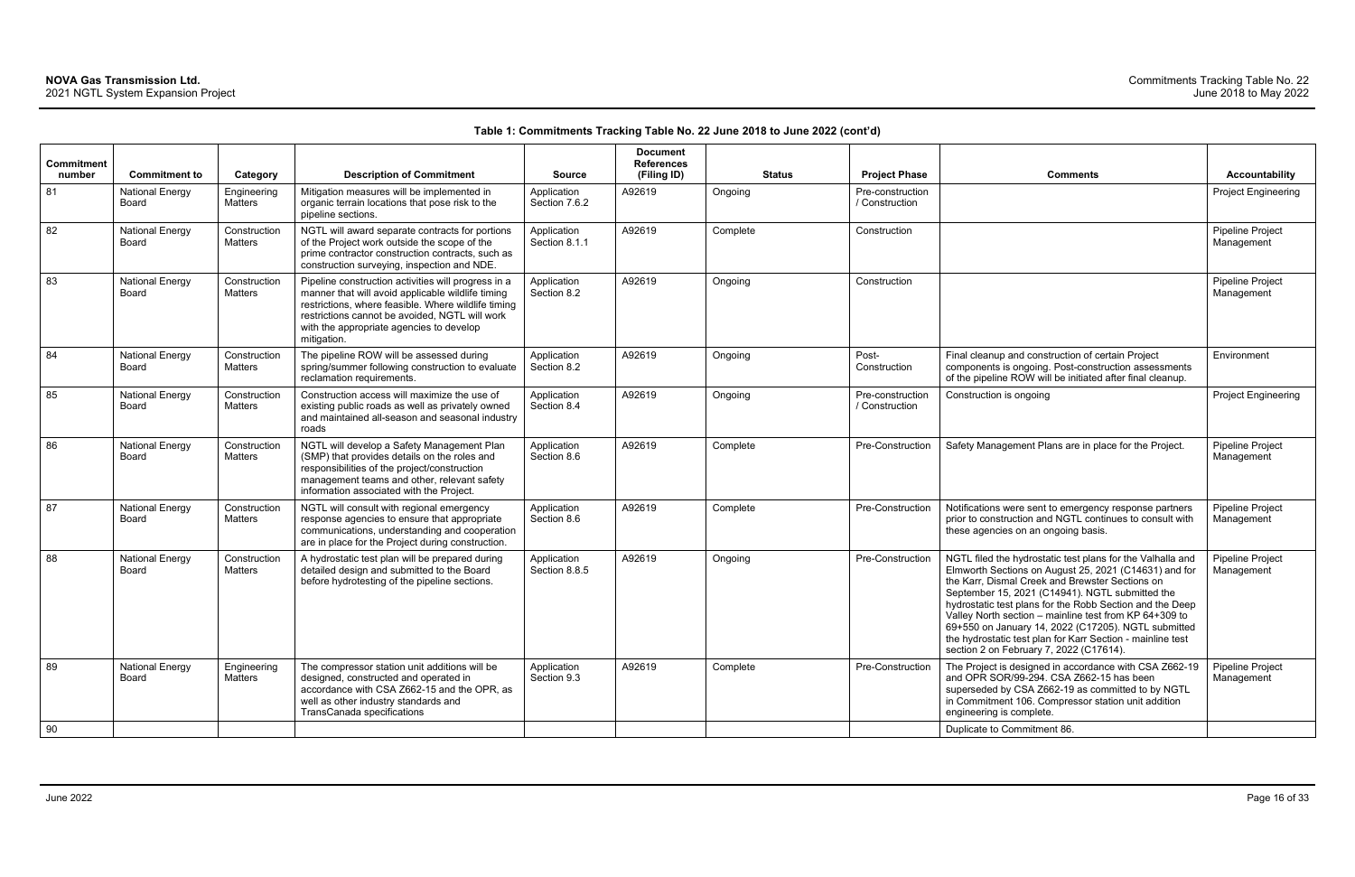**Table 1: Commitments Tracking Table No. 22 June 2018 to June 2022 (cont'd)**

| Commitment number | Commitment to | Category | Description of Commitment | Source | Document References (Filing ID) | Status | Project Phase | Comments | Accountability |
|---|---|---|---|---|---|---|---|---|---|
| 81 | National Energy Board | Engineering Matters | Mitigation measures will be implemented in organic terrain locations that pose risk to the pipeline sections. | Application Section 7.6.2 | A92619 | Ongoing | Pre-construction / Construction | | Project Engineering |
| 82 | National Energy Board | Construction Matters | NGTL will award separate contracts for portions of the Project work outside the scope of the prime contractor construction contracts, such as construction surveying, inspection and NDE. | Application Section 8.1.1 | A92619 | Complete | Construction | | Pipeline Project Management |
| 83 | National Energy Board | Construction Matters | Pipeline construction activities will progress in a manner that will avoid applicable wildlife timing restrictions, where feasible. Where wildlife timing restrictions cannot be avoided, NGTL will work with the appropriate agencies to develop mitigation. | Application Section 8.2 | A92619 | Ongoing | Construction | | Pipeline Project Management |
| 84 | National Energy Board | Construction Matters | The pipeline ROW will be assessed during spring/summer following construction to evaluate reclamation requirements. | Application Section 8.2 | A92619 | Ongoing | Post-Construction | Final cleanup and construction of certain Project components is ongoing. Post-construction assessments of the pipeline ROW will be initiated after final cleanup. | Environment |
| 85 | National Energy Board | Construction Matters | Construction access will maximize the use of existing public roads as well as privately owned and maintained all-season and seasonal industry roads | Application Section 8.4 | A92619 | Ongoing | Pre-construction / Construction | Construction is ongoing | Project Engineering |
| 86 | National Energy Board | Construction Matters | NGTL will develop a Safety Management Plan (SMP) that provides details on the roles and responsibilities of the project/construction management teams and other, relevant safety information associated with the Project. | Application Section 8.6 | A92619 | Complete | Pre-Construction | Safety Management Plans are in place for the Project. | Pipeline Project Management |
| 87 | National Energy Board | Construction Matters | NGTL will consult with regional emergency response agencies to ensure that appropriate communications, understanding and cooperation are in place for the Project during construction. | Application Section 8.6 | A92619 | Complete | Pre-Construction | Notifications were sent to emergency response partners prior to construction and NGTL continues to consult with these agencies on an ongoing basis. | Pipeline Project Management |
| 88 | National Energy Board | Construction Matters | A hydrostatic test plan will be prepared during detailed design and submitted to the Board before hydrotesting of the pipeline sections. | Application Section 8.8.5 | A92619 | Ongoing | Pre-Construction | NGTL filed the hydrostatic test plans for the Valhalla and Elmworth Sections on August 25, 2021 (C14631) and for the Karr, Dismal Creek and Brewster Sections on September 15, 2021 (C14941). NGTL submitted the hydrostatic test plans for the Robb Section and the Deep Valley North section – mainline test from KP 64+309 to 69+550 on January 14, 2022 (C17205). NGTL submitted the hydrostatic test plan for Karr Section - mainline test section 2 on February 7, 2022 (C17614). | Pipeline Project Management |
| 89 | National Energy Board | Engineering Matters | The compressor station unit additions will be designed, constructed and operated in accordance with CSA Z662-15 and the OPR, as well as other industry standards and TransCanada specifications | Application Section 9.3 | A92619 | Complete | Pre-Construction | The Project is designed in accordance with CSA Z662-19 and OPR SOR/99-294. CSA Z662-15 has been superseded by CSA Z662-19 as committed to by NGTL in Commitment 106. Compressor station unit addition engineering is complete. | Pipeline Project Management |
| 90 | | | | | | | | Duplicate to Commitment 86. | |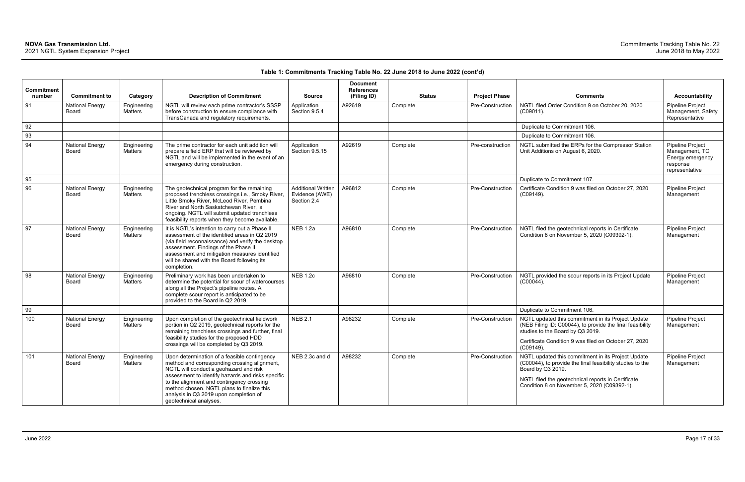**Table 1: Commitments Tracking Table No. 22 June 2018 to June 2022 (cont'd)**

| Commitment number | Commitment to | Category | Description of Commitment | Source | Document References (Filing ID) | Status | Project Phase | Comments | Accountability |
|---|---|---|---|---|---|---|---|---|---|
| 91 | National Energy Board | Engineering Matters | NGTL will review each prime contractor's SSSP before construction to ensure compliance with TransCanada and regulatory requirements. | Application Section 9.5.4 | A92619 | Complete | Pre-Construction | NGTL filed Order Condition 9 on October 20, 2020 (C09011). | Pipeline Project Management, Safety Representative |
| 92 | | | | | | | | Duplicate to Commitment 106. | |
| 93 | | | | | | | | Duplicate to Commitment 106. | |
| 94 | National Energy Board | Engineering Matters | The prime contractor for each unit addition will prepare a field ERP that will be reviewed by NGTL and will be implemented in the event of an emergency during construction. | Application Section 9.5.15 | A92619 | Complete | Pre-construction | NGTL submitted the ERPs for the Compressor Station Unit Additions on August 6, 2020. | Pipeline Project Management, TC Energy emergency response representative |
| 95 | | | | | | | | Duplicate to Commitment 107. | |
| 96 | National Energy Board | Engineering Matters | The geotechnical program for the remaining proposed trenchless crossings i.e., Smoky River, Little Smoky River, McLeod River, Pembina River and North Saskatchewan River, is ongoing. NGTL will submit updated trenchless feasibility reports when they become available. | Additional Written Evidence (AWE) Section 2.4 | A96812 | Complete | Pre-Construction | Certificate Condition 9 was filed on October 27, 2020 (C09149). | Pipeline Project Management |
| 97 | National Energy Board | Engineering Matters | It is NGTL's intention to carry out a Phase II assessment of the identified areas in Q2 2019 (via field reconnaissance) and verify the desktop assessment. Findings of the Phase II assessment and mitigation measures identified will be shared with the Board following its completion. | NEB 1.2a | A96810 | Complete | Pre-Construction | NGTL filed the geotechnical reports in Certificate Condition 8 on November 5, 2020 (C09392-1). | Pipeline Project Management |
| 98 | National Energy Board | Engineering Matters | Preliminary work has been undertaken to determine the potential for scour of watercourses along all the Project's pipeline routes. A complete scour report is anticipated to be provided to the Board in Q2 2019. | NEB 1.2c | A96810 | Complete | Pre-Construction | NGTL provided the scour reports in its Project Update (C00044). | Pipeline Project Management |
| 99 | | | | | | | | Duplicate to Commitment 106. | |
| 100 | National Energy Board | Engineering Matters | Upon completion of the geotechnical fieldwork portion in Q2 2019, geotechnical reports for the remaining trenchless crossings and further, final feasibility studies for the proposed HDD crossings will be completed by Q3 2019. | NEB 2.1 | A98232 | Complete | Pre-Construction | NGTL updated this commitment in its Project Update (NEB Filing ID: C00044), to provide the final feasibility studies to the Board by Q3 2019.<br><br>Certificate Condition 9 was filed on October 27, 2020 (C09149). | Pipeline Project Management |
| 101 | National Energy Board | Engineering Matters | Upon determination of a feasible contingency method and corresponding crossing alignment, NGTL will conduct a geohazard and risk assessment to identify hazards and risks specific to the alignment and contingency crossing method chosen. NGTL plans to finalize this analysis in Q3 2019 upon completion of geotechnical analyses. | NEB 2.3c and d | A98232 | Complete | Pre-Construction | NGTL updated this commitment in its Project Update (C00044), to provide the final feasibility studies to the Board by Q3 2019.<br><br>NGTL filed the geotechnical reports in Certificate Condition 8 on November 5, 2020 (C09392-1). | Pipeline Project Management |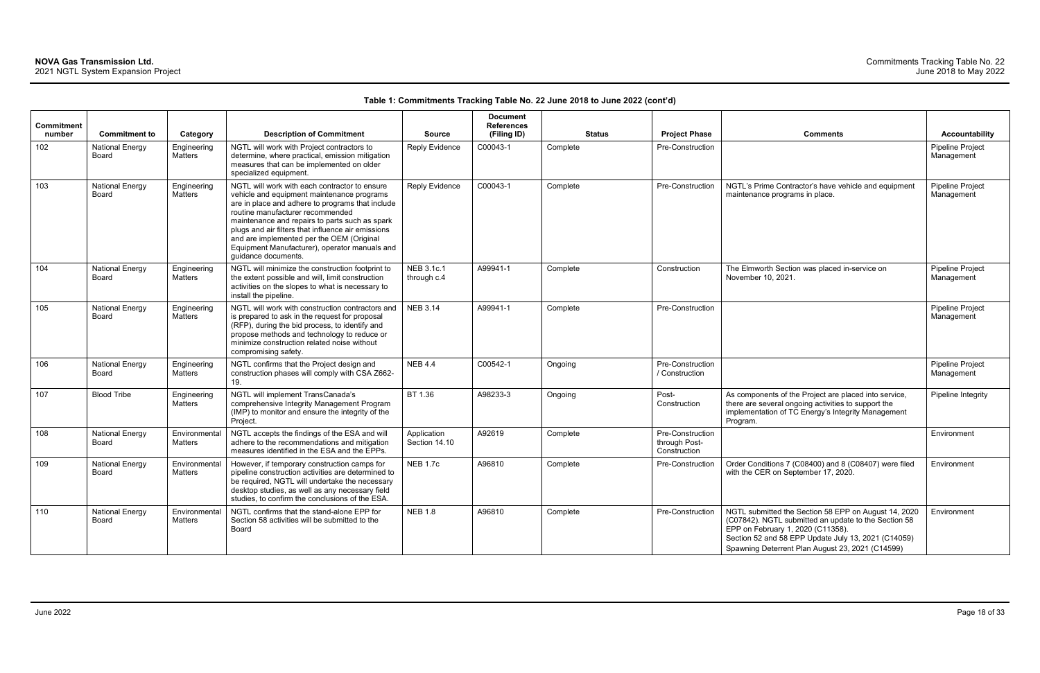**Table 1: Commitments Tracking Table No. 22 June 2018 to June 2022 (cont'd)**

| Commitment number | Commitment to | Category | Description of Commitment | Source | Document References (Filing ID) | Status | Project Phase | Comments | Accountability |
|---|---|---|---|---|---|---|---|---|---|
| 102 | National Energy Board | Engineering Matters | NGTL will work with Project contractors to determine, where practical, emission mitigation measures that can be implemented on older specialized equipment. | Reply Evidence | C00043-1 | Complete | Pre-Construction | | Pipeline Project Management |
| 103 | National Energy Board | Engineering Matters | NGTL will work with each contractor to ensure vehicle and equipment maintenance programs are in place and adhere to programs that include routine manufacturer recommended maintenance and repairs to parts such as spark plugs and air filters that influence air emissions and are implemented per the OEM (Original Equipment Manufacturer), operator manuals and guidance documents. | Reply Evidence | C00043-1 | Complete | Pre-Construction | NGTL's Prime Contractor's have vehicle and equipment maintenance programs in place. | Pipeline Project Management |
| 104 | National Energy Board | Engineering Matters | NGTL will minimize the construction footprint to the extent possible and will, limit construction activities on the slopes to what is necessary to install the pipeline. | NEB 3.1c.1 through c.4 | A99941-1 | Complete | Construction | The Elmworth Section was placed in-service on November 10, 2021. | Pipeline Project Management |
| 105 | National Energy Board | Engineering Matters | NGTL will work with construction contractors and is prepared to ask in the request for proposal (RFP), during the bid process, to identify and propose methods and technology to reduce or minimize construction related noise without compromising safety. | NEB 3.14 | A99941-1 | Complete | Pre-Construction | | Pipeline Project Management |
| 106 | National Energy Board | Engineering Matters | NGTL confirms that the Project design and construction phases will comply with CSA Z662-19. | NEB 4.4 | C00542-1 | Ongoing | Pre-Construction / Construction | | Pipeline Project Management |
| 107 | Blood Tribe | Engineering Matters | NGTL will implement TransCanada's comprehensive Integrity Management Program (IMP) to monitor and ensure the integrity of the Project. | BT 1.36 | A98233-3 | Ongoing | Post-Construction | As components of the Project are placed into service, there are several ongoing activities to support the implementation of TC Energy's Integrity Management Program. | Pipeline Integrity |
| 108 | National Energy Board | Environmental Matters | NGTL accepts the findings of the ESA and will adhere to the recommendations and mitigation measures identified in the ESA and the EPPs. | Application Section 14.10 | A92619 | Complete | Pre-Construction through Post-Construction | | Environment |
| 109 | National Energy Board | Environmental Matters | However, if temporary construction camps for pipeline construction activities are determined to be required, NGTL will undertake the necessary desktop studies, as well as any necessary field studies, to confirm the conclusions of the ESA. | NEB 1.7c | A96810 | Complete | Pre-Construction | Order Conditions 7 (C08400) and 8 (C08407) were filed with the CER on September 17, 2020. | Environment |
| 110 | National Energy Board | Environmental Matters | NGTL confirms that the stand-alone EPP for Section 58 activities will be submitted to the Board | NEB 1.8 | A96810 | Complete | Pre-Construction | NGTL submitted the Section 58 EPP on August 14, 2020 (C07842). NGTL submitted an update to the Section 58 EPP on February 1, 2020 (C11358).<br>Section 52 and 58 EPP Update July 13, 2021 (C14059)<br>Spawning Deterrent Plan August 23, 2021 (C14599) | Environment |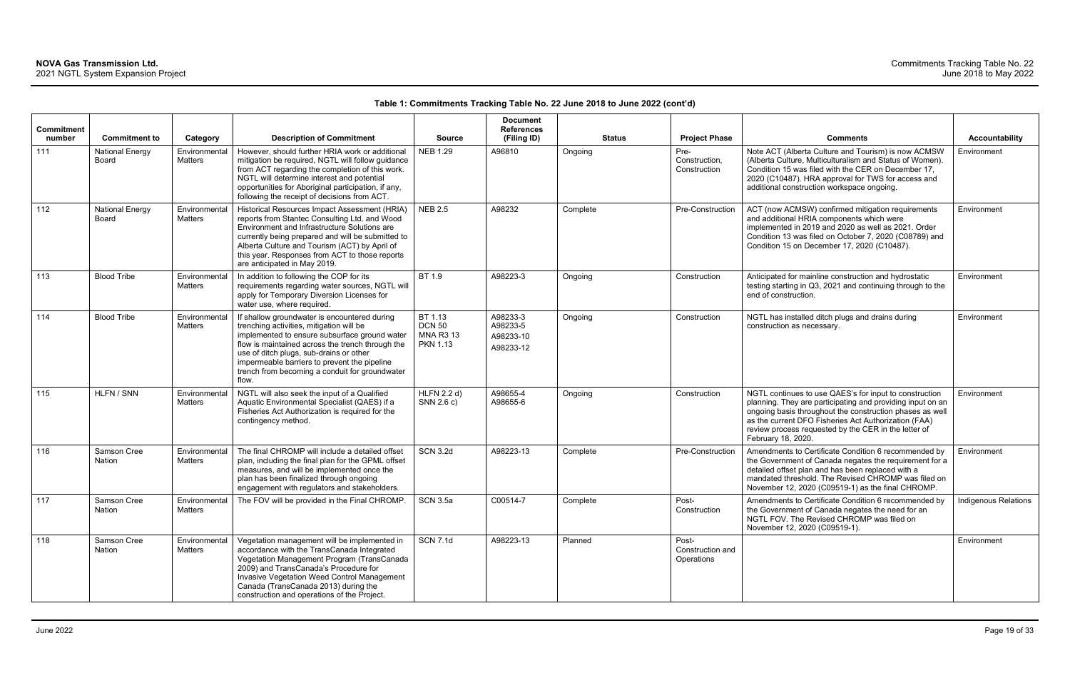**Table 1: Commitments Tracking Table No. 22 June 2018 to June 2022 (cont'd)**

| Commitment number | Commitment to | Category | Description of Commitment | Source | Document References (Filing ID) | Status | Project Phase | Comments | Accountability |
|---|---|---|---|---|---|---|---|---|---|
| 111 | National Energy Board | Environmental Matters | However, should further HRIA work or additional mitigation be required, NGTL will follow guidance from ACT regarding the completion of this work. NGTL will determine interest and potential opportunities for Aboriginal participation, if any, following the receipt of decisions from ACT. | NEB 1.29 | A96810 | Ongoing | Pre-Construction, Construction | Note ACT (Alberta Culture and Tourism) is now ACMSW (Alberta Culture, Multiculturalism and Status of Women). Condition 15 was filed with the CER on December 17, 2020 (C10487). HRA approval for TWS for access and additional construction workspace ongoing. | Environment |
| 112 | National Energy Board | Environmental Matters | Historical Resources Impact Assessment (HRIA) reports from Stantec Consulting Ltd. and Wood Environment and Infrastructure Solutions are currently being prepared and will be submitted to Alberta Culture and Tourism (ACT) by April of this year. Responses from ACT to those reports are anticipated in May 2019. | NEB 2.5 | A98232 | Complete | Pre-Construction | ACT (now ACMSW) confirmed mitigation requirements and additional HRIA components which were implemented in 2019 and 2020 as well as 2021. Order Condition 13 was filed on October 7, 2020 (C08789) and Condition 15 on December 17, 2020 (C10487). | Environment |
| 113 | Blood Tribe | Environmental Matters | In addition to following the COP for its requirements regarding water sources, NGTL will apply for Temporary Diversion Licenses for water use, where required. | BT 1.9 | A98223-3 | Ongoing | Construction | Anticipated for mainline construction and hydrostatic testing starting in Q3, 2021 and continuing through to the end of construction. | Environment |
| 114 | Blood Tribe | Environmental Matters | If shallow groundwater is encountered during trenching activities, mitigation will be implemented to ensure subsurface ground water flow is maintained across the trench through the use of ditch plugs, sub-drains or other impermeable barriers to prevent the pipeline trench from becoming a conduit for groundwater flow. | BT 1.13<br>DCN 50<br>MNA R3 13<br>PKN 1.13 | A98233-3<br>A98233-5<br>A98233-10<br>A98233-12 | Ongoing | Construction | NGTL has installed ditch plugs and drains during construction as necessary. | Environment |
| 115 | HLFN / SNN | Environmental Matters | NGTL will also seek the input of a Qualified Aquatic Environmental Specialist (QAES) if a Fisheries Act Authorization is required for the contingency method. | HLFN 2.2 d)<br>SNN 2.6 c) | A98655-4<br>A98655-6 | Ongoing | Construction | NGTL continues to use QAES's for input to construction planning. They are participating and providing input on an ongoing basis throughout the construction phases as well as the current DFO Fisheries Act Authorization (FAA) review process requested by the CER in the letter of February 18, 2020. | Environment |
| 116 | Samson Cree Nation | Environmental Matters | The final CHROMP will include a detailed offset plan, including the final plan for the GPML offset measures, and will be implemented once the plan has been finalized through ongoing engagement with regulators and stakeholders. | SCN 3.2d | A98223-13 | Complete | Pre-Construction | Amendments to Certificate Condition 6 recommended by the Government of Canada negates the requirement for a detailed offset plan and has been replaced with a mandated threshold. The Revised CHROMP was filed on November 12, 2020 (C09519-1) as the final CHROMP. | Environment |
| 117 | Samson Cree Nation | Environmental Matters | The FOV will be provided in the Final CHROMP. | SCN 3.5a | C00514-7 | Complete | Post-Construction | Amendments to Certificate Condition 6 recommended by the Government of Canada negates the need for an NGTL FOV. The Revised CHROMP was filed on November 12, 2020 (C09519-1). | Indigenous Relations |
| 118 | Samson Cree Nation | Environmental Matters | Vegetation management will be implemented in accordance with the TransCanada Integrated Vegetation Management Program (TransCanada 2009) and TransCanada's Procedure for Invasive Vegetation Weed Control Management Canada (TransCanada 2013) during the construction and operations of the Project. | SCN 7.1d | A98223-13 | Planned | Post-Construction and Operations | | Environment |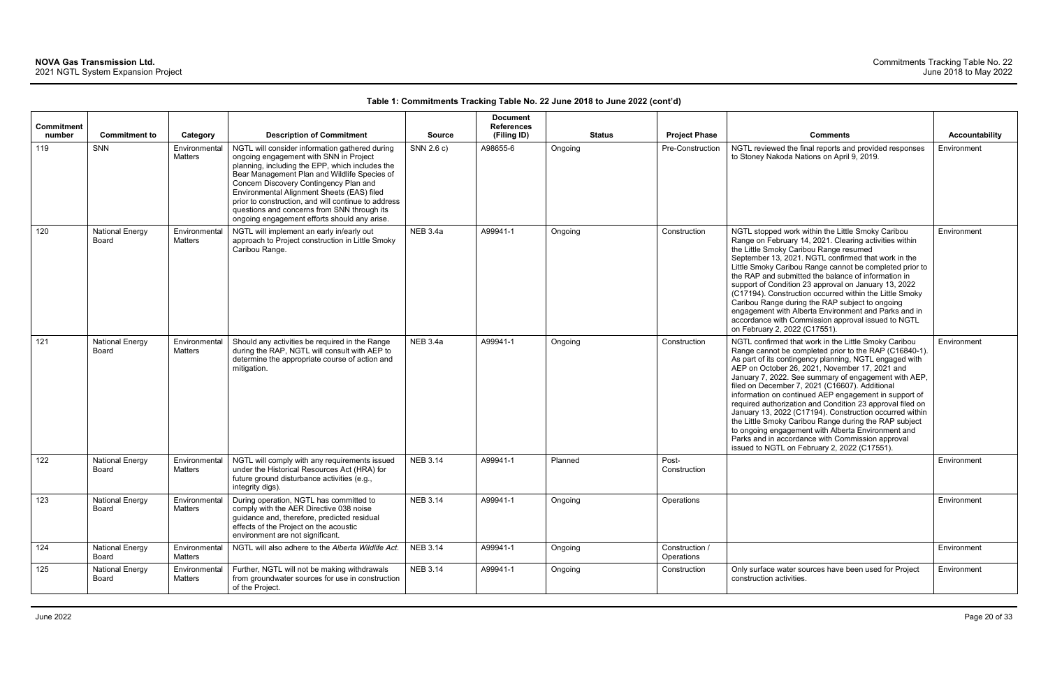**Table 1: Commitments Tracking Table No. 22 June 2018 to June 2022 (cont'd)**

| Commitment number | Commitment to | Category | Description of Commitment | Source | Document References (Filing ID) | Status | Project Phase | Comments | Accountability |
|---|---|---|---|---|---|---|---|---|---|
| 119 | SNN | Environmental Matters | NGTL will consider information gathered during ongoing engagement with SNN in Project planning, including the EPP, which includes the Bear Management Plan and Wildlife Species of Concern Discovery Contingency Plan and Environmental Alignment Sheets (EAS) filed prior to construction, and will continue to address questions and concerns from SNN through its ongoing engagement efforts should any arise. | SNN 2.6 c) | A98655-6 | Ongoing | Pre-Construction | NGTL reviewed the final reports and provided responses to Stoney Nakoda Nations on April 9, 2019. | Environment |
| 120 | National Energy Board | Environmental Matters | NGTL will implement an early in/early out approach to Project construction in Little Smoky Caribou Range. | NEB 3.4a | A99941-1 | Ongoing | Construction | NGTL stopped work within the Little Smoky Caribou Range on February 14, 2021. Clearing activities within the Little Smoky Caribou Range resumed September 13, 2021. NGTL confirmed that work in the Little Smoky Caribou Range cannot be completed prior to the RAP and submitted the balance of information in support of Condition 23 approval on January 13, 2022 (C17194). Construction occurred within the Little Smoky Caribou Range during the RAP subject to ongoing engagement with Alberta Environment and Parks and in accordance with Commission approval issued to NGTL on February 2, 2022 (C17551). | Environment |
| 121 | National Energy Board | Environmental Matters | Should any activities be required in the Range during the RAP, NGTL will consult with AEP to determine the appropriate course of action and mitigation. | NEB 3.4a | A99941-1 | Ongoing | Construction | NGTL confirmed that work in the Little Smoky Caribou Range cannot be completed prior to the RAP (C16840-1). As part of its contingency planning, NGTL engaged with AEP on October 26, 2021, November 17, 2021 and January 7, 2022. See summary of engagement with AEP, filed on December 7, 2021 (C16607). Additional information on continued AEP engagement in support of required authorization and Condition 23 approval filed on January 13, 2022 (C17194). Construction occurred within the Little Smoky Caribou Range during the RAP subject to ongoing engagement with Alberta Environment and Parks and in accordance with Commission approval issued to NGTL on February 2, 2022 (C17551). | Environment |
| 122 | National Energy Board | Environmental Matters | NGTL will comply with any requirements issued under the Historical Resources Act (HRA) for future ground disturbance activities (e.g., integrity digs). | NEB 3.14 | A99941-1 | Planned | Post-Construction | | Environment |
| 123 | National Energy Board | Environmental Matters | During operation, NGTL has committed to comply with the AER Directive 038 noise guidance and, therefore, predicted residual effects of the Project on the acoustic environment are not significant. | NEB 3.14 | A99941-1 | Ongoing | Operations | | Environment |
| 124 | National Energy Board | Environmental Matters | NGTL will also adhere to the *Alberta Wildlife Act*. | NEB 3.14 | A99941-1 | Ongoing | Construction / Operations | | Environment |
| 125 | National Energy Board | Environmental Matters | Further, NGTL will not be making withdrawals from groundwater sources for use in construction of the Project. | NEB 3.14 | A99941-1 | Ongoing | Construction | Only surface water sources have been used for Project construction activities. | Environment |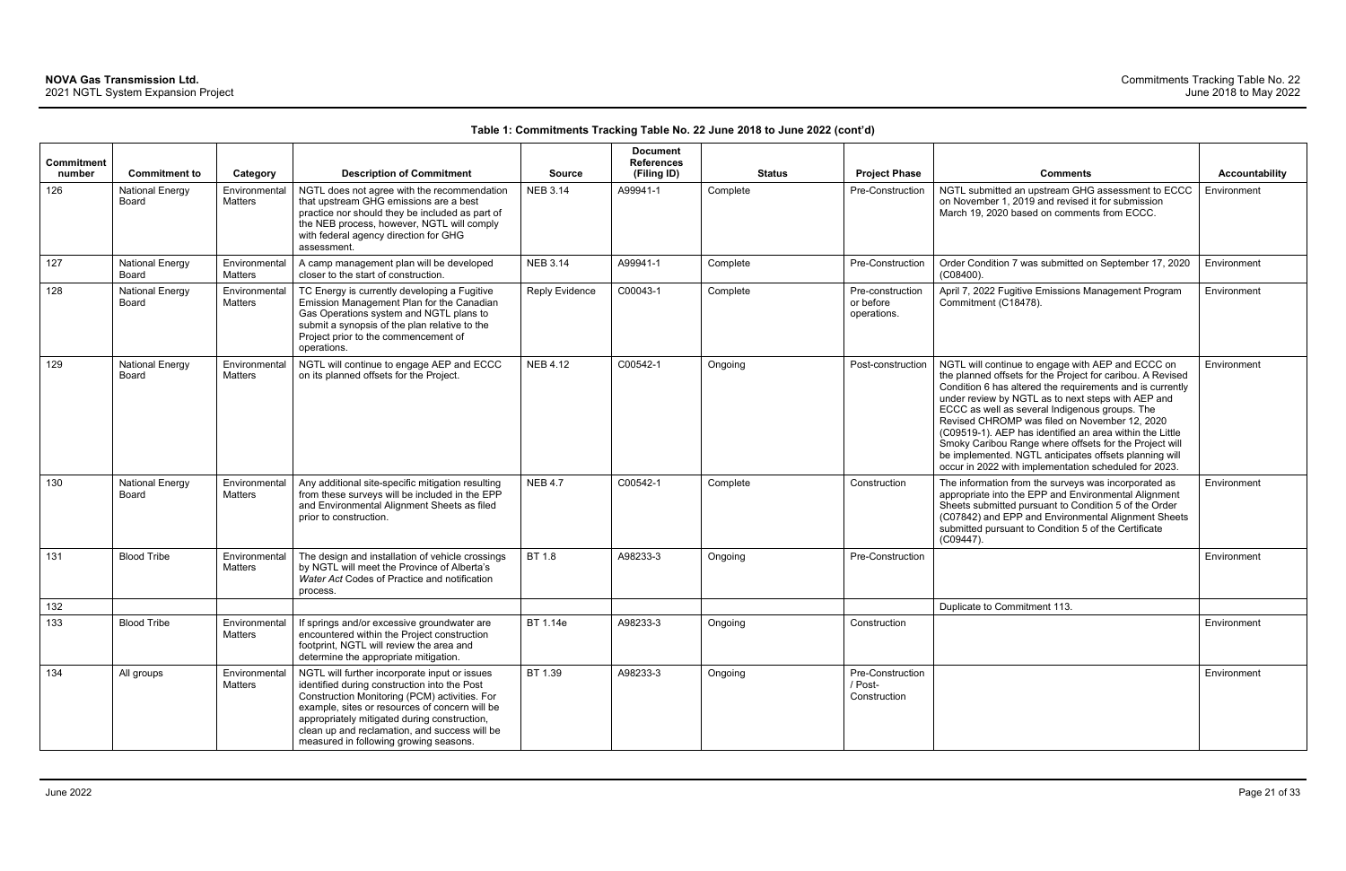**Table 1: Commitments Tracking Table No. 22 June 2018 to June 2022 (cont'd)**

| Commitment number | Commitment to | Category | Description of Commitment | Source | Document References (Filing ID) | Status | Project Phase | Comments | Accountability |
|---|---|---|---|---|---|---|---|---|---|
| 126 | National Energy Board | Environmental Matters | NGTL does not agree with the recommendation that upstream GHG emissions are a best practice nor should they be included as part of the NEB process, however, NGTL will comply with federal agency direction for GHG assessment. | NEB 3.14 | A99941-1 | Complete | Pre-Construction | NGTL submitted an upstream GHG assessment to ECCC on November 1, 2019 and revised it for submission March 19, 2020 based on comments from ECCC. | Environment |
| 127 | National Energy Board | Environmental Matters | A camp management plan will be developed closer to the start of construction. | NEB 3.14 | A99941-1 | Complete | Pre-Construction | Order Condition 7 was submitted on September 17, 2020 (C08400). | Environment |
| 128 | National Energy Board | Environmental Matters | TC Energy is currently developing a Fugitive Emission Management Plan for the Canadian Gas Operations system and NGTL plans to submit a synopsis of the plan relative to the Project prior to the commencement of operations. | Reply Evidence | C00043-1 | Complete | Pre-construction or before operations. | April 7, 2022 Fugitive Emissions Management Program Commitment (C18478). | Environment |
| 129 | National Energy Board | Environmental Matters | NGTL will continue to engage AEP and ECCC on its planned offsets for the Project. | NEB 4.12 | C00542-1 | Ongoing | Post-construction | NGTL will continue to engage with AEP and ECCC on the planned offsets for the Project for caribou. A Revised Condition 6 has altered the requirements and is currently under review by NGTL as to next steps with AEP and ECCC as well as several Indigenous groups. The Revised CHROMP was filed on November 12, 2020 (C09519-1). AEP has identified an area within the Little Smoky Caribou Range where offsets for the Project will be implemented. NGTL anticipates offsets planning will occur in 2022 with implementation scheduled for 2023. | Environment |
| 130 | National Energy Board | Environmental Matters | Any additional site-specific mitigation resulting from these surveys will be included in the EPP and Environmental Alignment Sheets as filed prior to construction. | NEB 4.7 | C00542-1 | Complete | Construction | The information from the surveys was incorporated as appropriate into the EPP and Environmental Alignment Sheets submitted pursuant to Condition 5 of the Order (C07842) and EPP and Environmental Alignment Sheets submitted pursuant to Condition 5 of the Certificate (C09447). | Environment |
| 131 | Blood Tribe | Environmental Matters | The design and installation of vehicle crossings by NGTL will meet the Province of Alberta's *Water Act* Codes of Practice and notification process. | BT 1.8 | A98233-3 | Ongoing | Pre-Construction | | Environment |
| 132 | | | | | | | | Duplicate to Commitment 113. | |
| 133 | Blood Tribe | Environmental Matters | If springs and/or excessive groundwater are encountered within the Project construction footprint, NGTL will review the area and determine the appropriate mitigation. | BT 1.14e | A98233-3 | Ongoing | Construction | | Environment |
| 134 | All groups | Environmental Matters | NGTL will further incorporate input or issues identified during construction into the Post Construction Monitoring (PCM) activities. For example, sites or resources of concern will be appropriately mitigated during construction, clean up and reclamation, and success will be measured in following growing seasons. | BT 1.39 | A98233-3 | Ongoing | Pre-Construction / Post-Construction | | Environment |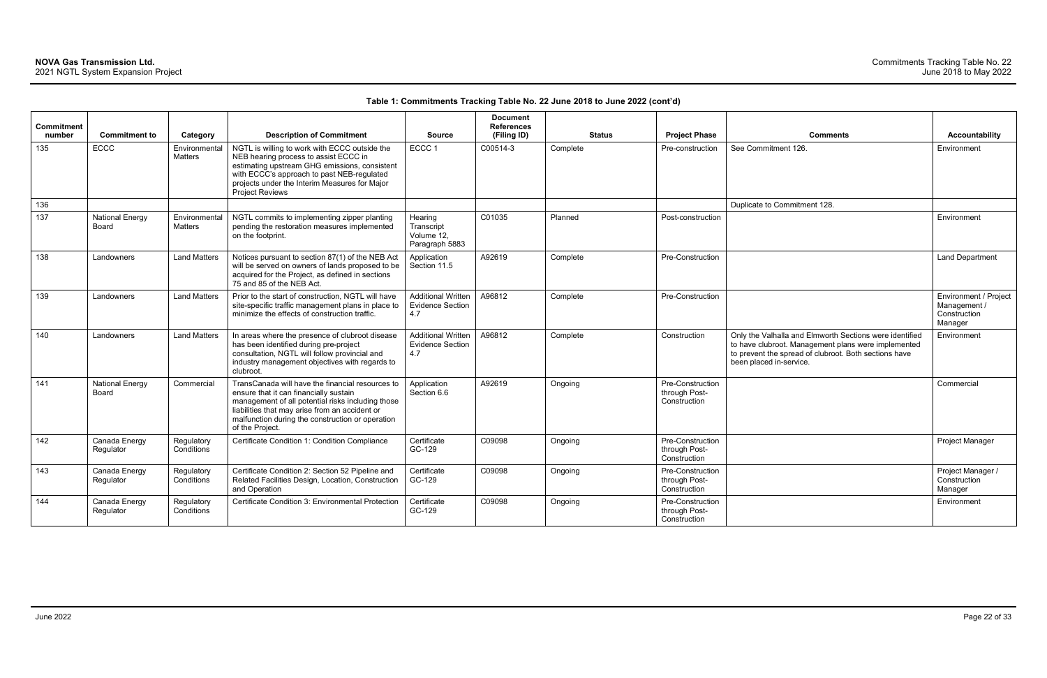**Table 1: Commitments Tracking Table No. 22 June 2018 to June 2022 (cont'd)**

| Commitment number | Commitment to | Category | Description of Commitment | Source | Document References (Filing ID) | Status | Project Phase | Comments | Accountability |
|---|---|---|---|---|---|---|---|---|---|
| 135 | ECCC | Environmental Matters | NGTL is willing to work with ECCC outside the NEB hearing process to assist ECCC in estimating upstream GHG emissions, consistent with ECCC's approach to past NEB-regulated projects under the Interim Measures for Major Project Reviews | ECCC 1 | C00514-3 | Complete | Pre-construction | See Commitment 126. | Environment |
| 136 | | | | | | | | Duplicate to Commitment 128. | |
| 137 | National Energy Board | Environmental Matters | NGTL commits to implementing zipper planting pending the restoration measures implemented on the footprint. | Hearing Transcript Volume 12, Paragraph 5883 | C01035 | Planned | Post-construction | | Environment |
| 138 | Landowners | Land Matters | Notices pursuant to section 87(1) of the NEB Act will be served on owners of lands proposed to be acquired for the Project, as defined in sections 75 and 85 of the NEB Act. | Application Section 11.5 | A92619 | Complete | Pre-Construction | | Land Department |
| 139 | Landowners | Land Matters | Prior to the start of construction, NGTL will have site-specific traffic management plans in place to minimize the effects of construction traffic. | Additional Written Evidence Section 4.7 | A96812 | Complete | Pre-Construction | | Environment / Project Management / Construction Manager |
| 140 | Landowners | Land Matters | In areas where the presence of clubroot disease has been identified during pre-project consultation, NGTL will follow provincial and industry management objectives with regards to clubroot. | Additional Written Evidence Section 4.7 | A96812 | Complete | Construction | Only the Valhalla and Elmworth Sections were identified to have clubroot. Management plans were implemented to prevent the spread of clubroot. Both sections have been placed in-service. | Environment |
| 141 | National Energy Board | Commercial | TransCanada will have the financial resources to ensure that it can financially sustain management of all potential risks including those liabilities that may arise from an accident or malfunction during the construction or operation of the Project. | Application Section 6.6 | A92619 | Ongoing | Pre-Construction through Post-Construction | | Commercial |
| 142 | Canada Energy Regulator | Regulatory Conditions | Certificate Condition 1: Condition Compliance | Certificate GC-129 | C09098 | Ongoing | Pre-Construction through Post-Construction | | Project Manager |
| 143 | Canada Energy Regulator | Regulatory Conditions | Certificate Condition 2: Section 52 Pipeline and Related Facilities Design, Location, Construction and Operation | Certificate GC-129 | C09098 | Ongoing | Pre-Construction through Post-Construction | | Project Manager / Construction Manager |
| 144 | Canada Energy Regulator | Regulatory Conditions | Certificate Condition 3: Environmental Protection | Certificate GC-129 | C09098 | Ongoing | Pre-Construction through Post-Construction | | Environment |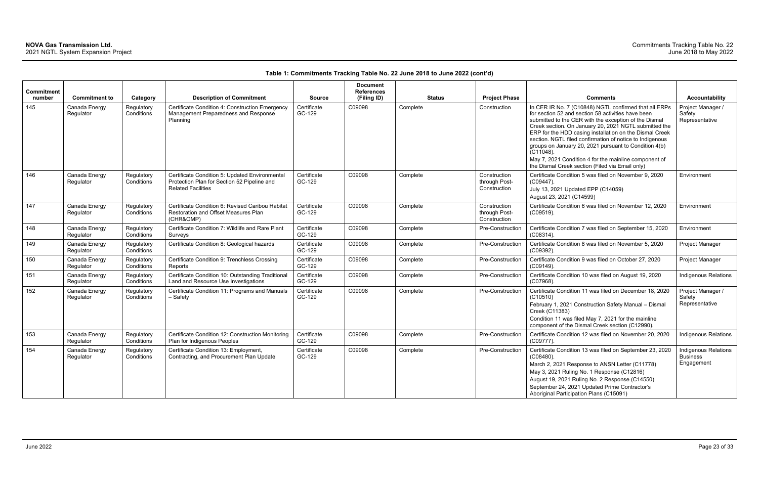**Table 1: Commitments Tracking Table No. 22 June 2018 to June 2022 (cont'd)**

| Commitment number | Commitment to | Category | Description of Commitment | Source | Document References (Filing ID) | Status | Project Phase | Comments | Accountability |
|---|---|---|---|---|---|---|---|---|---|
| 145 | Canada Energy Regulator | Regulatory Conditions | Certificate Condition 4: Construction Emergency Management Preparedness and Response Planning | Certificate GC-129 | C09098 | Complete | Construction | In CER IR No. 7 (C10848) NGTL confirmed that all ERPs for section 52 and section 58 activities have been submitted to the CER with the exception of the Dismal Creek section. On January 20, 2021 NGTL submitted the ERP for the HDD casing installation on the Dismal Creek section. NGTL filed confirmation of notice to Indigenous groups on January 20, 2021 pursuant to Condition 4(b) (C11048).<br>May 7, 2021 Condition 4 for the mainline component of the Dismal Creek section (Filed via Email only) | Project Manager / Safety Representative |
| 146 | Canada Energy Regulator | Regulatory Conditions | Certificate Condition 5: Updated Environmental Protection Plan for Section 52 Pipeline and Related Facilities | Certificate GC-129 | C09098 | Complete | Construction through Post-Construction | Certificate Condition 5 was filed on November 9, 2020 (C09447).<br>July 13, 2021 Updated EPP (C14059)<br>August 23, 2021 (C14599) | Environment |
| 147 | Canada Energy Regulator | Regulatory Conditions | Certificate Condition 6: Revised Caribou Habitat Restoration and Offset Measures Plan (CHR&OMP) | Certificate GC-129 | C09098 | Complete | Construction through Post-Construction | Certificate Condition 6 was filed on November 12, 2020 (C09519). | Environment |
| 148 | Canada Energy Regulator | Regulatory Conditions | Certificate Condition 7: Wildlife and Rare Plant Surveys | Certificate GC-129 | C09098 | Complete | Pre-Construction | Certificate Condition 7 was filed on September 15, 2020 (C08314). | Environment |
| 149 | Canada Energy Regulator | Regulatory Conditions | Certificate Condition 8: Geological hazards | Certificate GC-129 | C09098 | Complete | Pre-Construction | Certificate Condition 8 was filed on November 5, 2020 (C09392). | Project Manager |
| 150 | Canada Energy Regulator | Regulatory Conditions | Certificate Condition 9: Trenchless Crossing Reports | Certificate GC-129 | C09098 | Complete | Pre-Construction | Certificate Condition 9 was filed on October 27, 2020 (C09149). | Project Manager |
| 151 | Canada Energy Regulator | Regulatory Conditions | Certificate Condition 10: Outstanding Traditional Land and Resource Use Investigations | Certificate GC-129 | C09098 | Complete | Pre-Construction | Certificate Condition 10 was filed on August 19, 2020 (C07968). | Indigenous Relations |
| 152 | Canada Energy Regulator | Regulatory Conditions | Certificate Condition 11: Programs and Manuals – Safety | Certificate GC-129 | C09098 | Complete | Pre-Construction | Certificate Condition 11 was filed on December 18, 2020 (C10510)<br>February 1, 2021 Construction Safety Manual – Dismal Creek (C11383)<br>Condition 11 was filed May 7, 2021 for the mainline component of the Dismal Creek section (C12990). | Project Manager / Safety Representative |
| 153 | Canada Energy Regulator | Regulatory Conditions | Certificate Condition 12: Construction Monitoring Plan for Indigenous Peoples | Certificate GC-129 | C09098 | Complete | Pre-Construction | Certificate Condition 12 was filed on November 20, 2020 (C09777). | Indigenous Relations |
| 154 | Canada Energy Regulator | Regulatory Conditions | Certificate Condition 13: Employment, Contracting, and Procurement Plan Update | Certificate GC-129 | C09098 | Complete | Pre-Construction | Certificate Condition 13 was filed on September 23, 2020 (C08480).<br>March 2, 2021 Response to ANSN Letter (C11778)<br>May 3, 2021 Ruling No. 1 Response (C12816)<br>August 19, 2021 Ruling No. 2 Response (C14550)<br>September 24, 2021 Updated Prime Contractor's Aboriginal Participation Plans (C15091) | Indigenous Relations Business Engagement |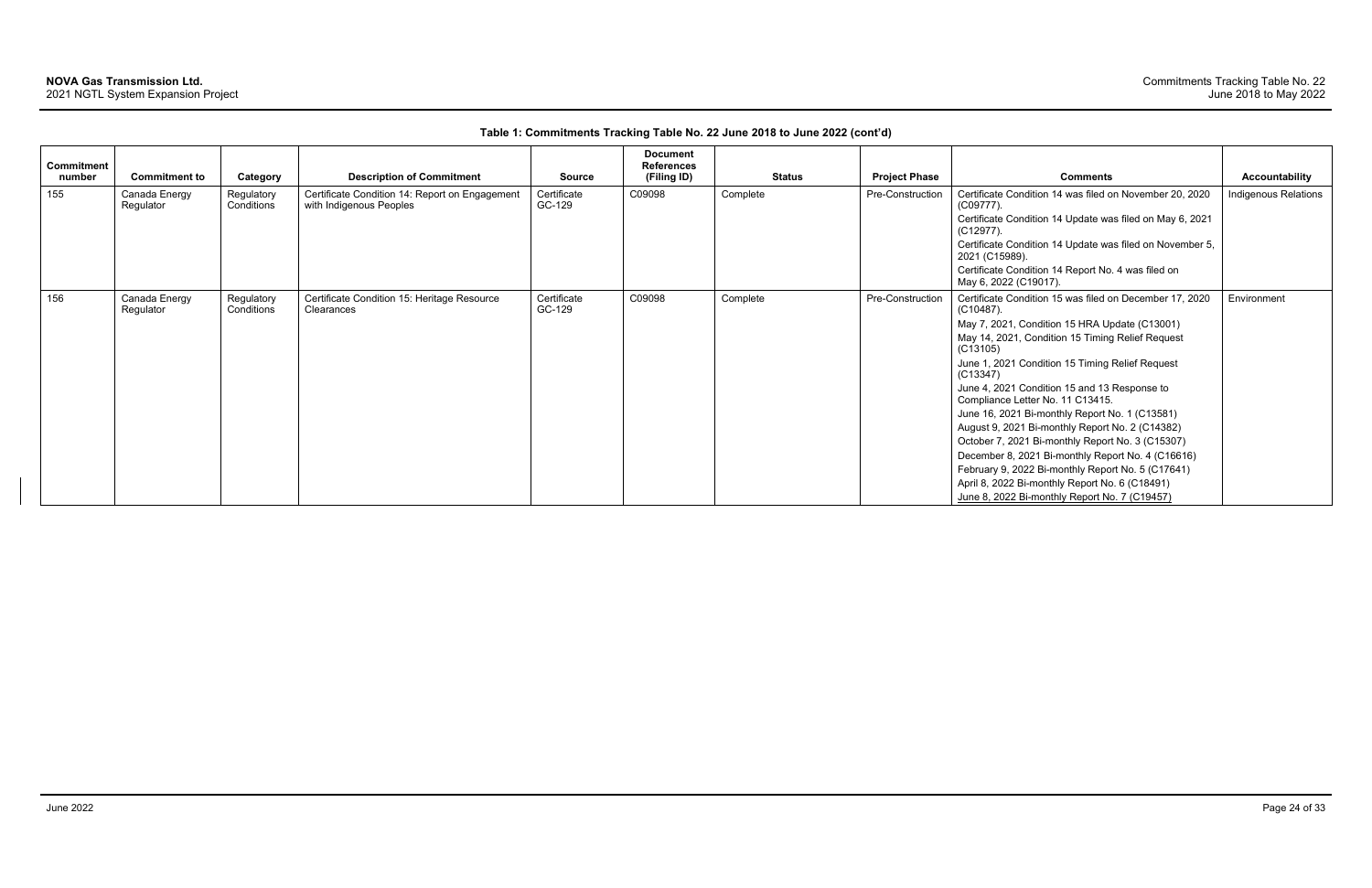**Table 1: Commitments Tracking Table No. 22 June 2018 to June 2022 (cont'd)**

| Commitment number | Commitment to | Category | Description of Commitment | Source | Document References (Filing ID) | Status | Project Phase | Comments | Accountability |
|---|---|---|---|---|---|---|---|---|---|
| 155 | Canada Energy Regulator | Regulatory Conditions | Certificate Condition 14: Report on Engagement with Indigenous Peoples | Certificate GC-129 | C09098 | Complete | Pre-Construction | Certificate Condition 14 was filed on November 20, 2020 (C09777).<br>Certificate Condition 14 Update was filed on May 6, 2021 (C12977).<br>Certificate Condition 14 Update was filed on November 5, 2021 (C15989).<br>Certificate Condition 14 Report No. 4 was filed on May 6, 2022 (C19017). | Indigenous Relations |
| 156 | Canada Energy Regulator | Regulatory Conditions | Certificate Condition 15: Heritage Resource Clearances | Certificate GC-129 | C09098 | Complete | Pre-Construction | Certificate Condition 15 was filed on December 17, 2020 (C10487).<br>May 7, 2021, Condition 15 HRA Update (C13001)<br>May 14, 2021, Condition 15 Timing Relief Request (C13105)<br>June 1, 2021 Condition 15 Timing Relief Request (C13347)<br>June 4, 2021 Condition 15 and 13 Response to Compliance Letter No. 11 C13415.<br>June 16, 2021 Bi-monthly Report No. 1 (C13581)<br>August 9, 2021 Bi-monthly Report No. 2 (C14382)<br>October 7, 2021 Bi-monthly Report No. 3 (C15307)<br>December 8, 2021 Bi-monthly Report No. 4 (C16616)<br>February 9, 2022 Bi-monthly Report No. 5 (C17641)<br>April 8, 2022 Bi-monthly Report No. 6 (C18491)<br>June 8, 2022 Bi-monthly Report No. 7 (C19457) | Environment |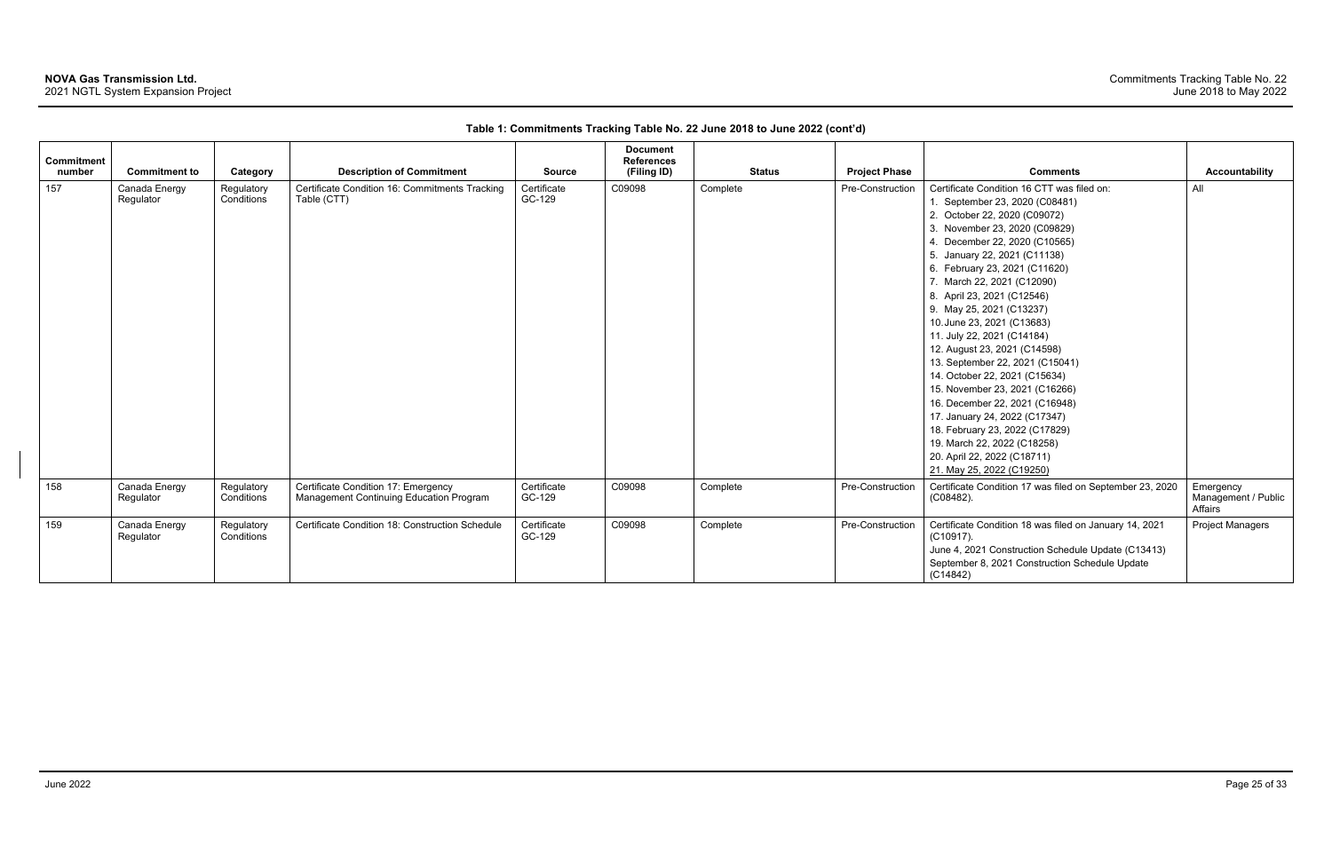**Table 1: Commitments Tracking Table No. 22 June 2018 to June 2022 (cont'd)**

| Commitment number | Commitment to | Category | Description of Commitment | Source | Document References (Filing ID) | Status | Project Phase | Comments | Accountability |
|---|---|---|---|---|---|---|---|---|---|
| 157 | Canada Energy Regulator | Regulatory Conditions | Certificate Condition 16: Commitments Tracking Table (CTT) | Certificate GC-129 | C09098 | Complete | Pre-Construction | Certificate Condition 16 CTT was filed on:<br>1. September 23, 2020 (C08481)<br>2. October 22, 2020 (C09072)<br>3. November 23, 2020 (C09829)<br>4. December 22, 2020 (C10565)<br>5. January 22, 2021 (C11138)<br>6. February 23, 2021 (C11620)<br>7. March 22, 2021 (C12090)<br>8. April 23, 2021 (C12546)<br>9. May 25, 2021 (C13237)<br>10. June 23, 2021 (C13683)<br>11. July 22, 2021 (C14184)<br>12. August 23, 2021 (C14598)<br>13. September 22, 2021 (C15041)<br>14. October 22, 2021 (C15634)<br>15. November 23, 2021 (C16266)<br>16. December 22, 2021 (C16948)<br>17. January 24, 2022 (C17347)<br>18. February 23, 2022 (C17829)<br>19. March 22, 2022 (C18258)<br>20. April 22, 2022 (C18711)<br>21. May 25, 2022 (C19250) | All |
| 158 | Canada Energy Regulator | Regulatory Conditions | Certificate Condition 17: Emergency Management Continuing Education Program | Certificate GC-129 | C09098 | Complete | Pre-Construction | Certificate Condition 17 was filed on September 23, 2020 (C08482). | Emergency Management / Public Affairs |
| 159 | Canada Energy Regulator | Regulatory Conditions | Certificate Condition 18: Construction Schedule | Certificate GC-129 | C09098 | Complete | Pre-Construction | Certificate Condition 18 was filed on January 14, 2021 (C10917).<br>June 4, 2021 Construction Schedule Update (C13413)<br>September 8, 2021 Construction Schedule Update (C14842) | Project Managers |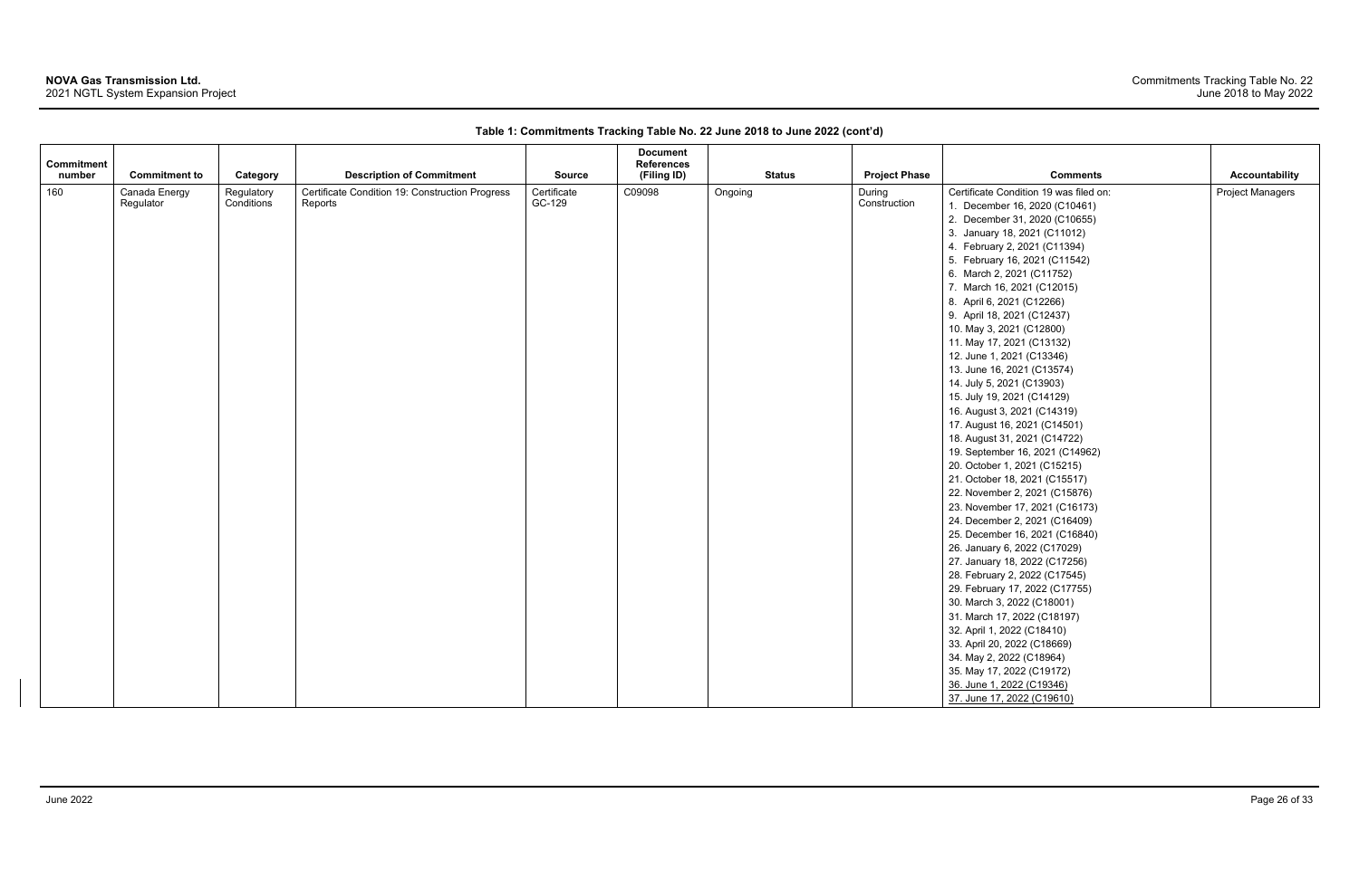**Table 1: Commitments Tracking Table No. 22 June 2018 to June 2022 (cont'd)**

| Commitment number | Commitment to | Category | Description of Commitment | Source | Document References (Filing ID) | Status | Project Phase | Comments | Accountability |
|---|---|---|---|---|---|---|---|---|---|
| 160 | Canada Energy Regulator | Regulatory Conditions | Certificate Condition 19: Construction Progress Reports | Certificate GC-129 | C09098 | Ongoing | During Construction | Certificate Condition 19 was filed on:<br>1. December 16, 2020 (C10461)<br>2. December 31, 2020 (C10655)<br>3. January 18, 2021 (C11012)<br>4. February 2, 2021 (C11394)<br>5. February 16, 2021 (C11542)<br>6. March 2, 2021 (C11752)<br>7. March 16, 2021 (C12015)<br>8. April 6, 2021 (C12266)<br>9. April 18, 2021 (C12437)<br>10. May 3, 2021 (C12800)<br>11. May 17, 2021 (C13132)<br>12. June 1, 2021 (C13346)<br>13. June 16, 2021 (C13574)<br>14. July 5, 2021 (C13903)<br>15. July 19, 2021 (C14129)<br>16. August 3, 2021 (C14319)<br>17. August 16, 2021 (C14501)<br>18. August 31, 2021 (C14722)<br>19. September 16, 2021 (C14962)<br>20. October 1, 2021 (C15215)<br>21. October 18, 2021 (C15517)<br>22. November 2, 2021 (C15876)<br>23. November 17, 2021 (C16173)<br>24. December 2, 2021 (C16409)<br>25. December 16, 2021 (C16840)<br>26. January 6, 2022 (C17029)<br>27. January 18, 2022 (C17256)<br>28. February 2, 2022 (C17545)<br>29. February 17, 2022 (C17755)<br>30. March 3, 2022 (C18001)<br>31. March 17, 2022 (C18197)<br>32. April 1, 2022 (C18410)<br>33. April 20, 2022 (C18669)<br>34. May 2, 2022 (C18964)<br>35. May 17, 2022 (C19172)<br>36. June 1, 2022 (C19346)<br>37. June 17, 2022 (C19610) | Project Managers |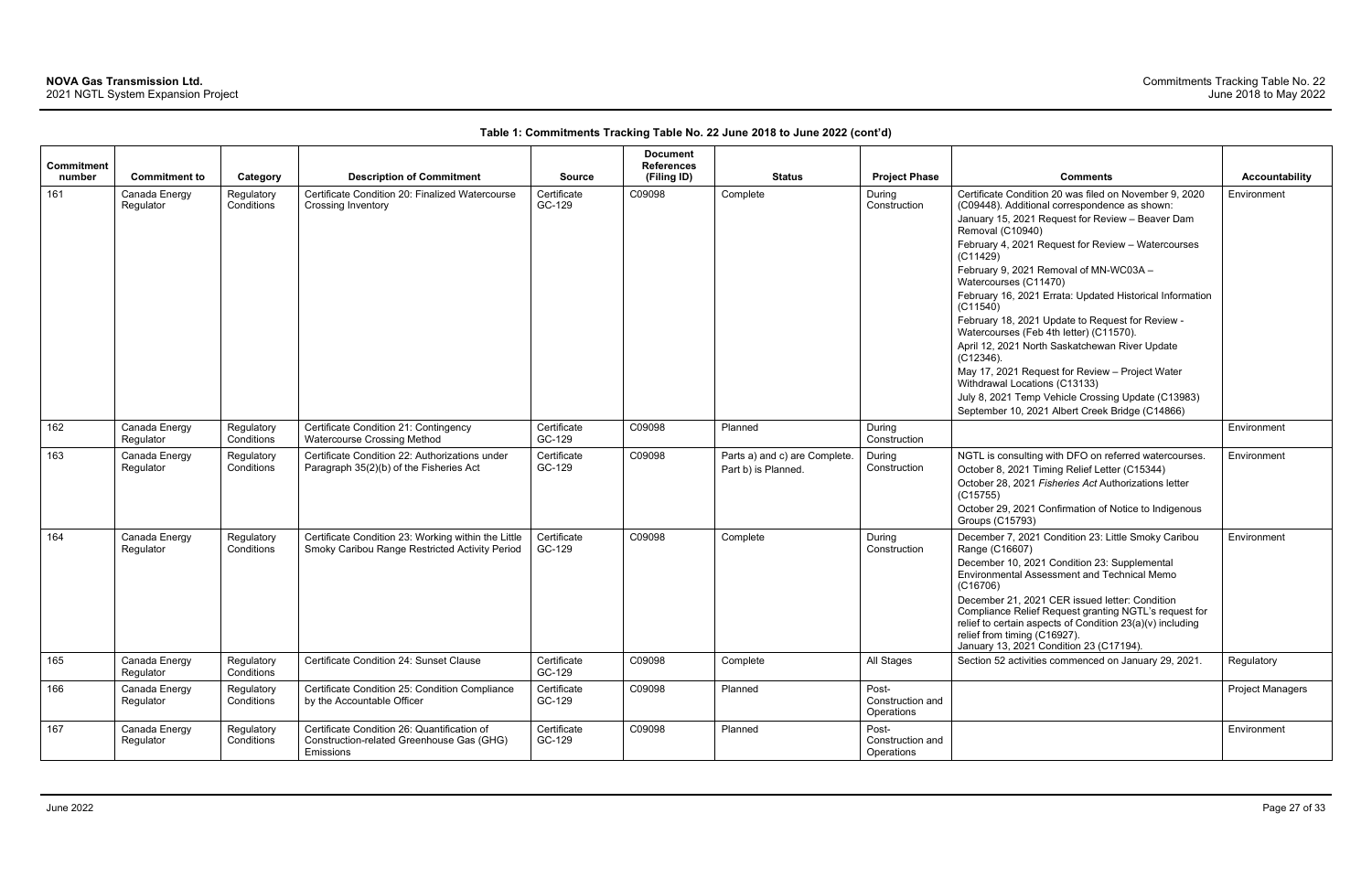**Table 1: Commitments Tracking Table No. 22 June 2018 to June 2022 (cont'd)**

| Commitment number | Commitment to | Category | Description of Commitment | Source | Document References (Filing ID) | Status | Project Phase | Comments | Accountability |
|---|---|---|---|---|---|---|---|---|---|
| 161 | Canada Energy Regulator | Regulatory Conditions | Certificate Condition 20: Finalized Watercourse Crossing Inventory | Certificate GC-129 | C09098 | Complete | During Construction | Certificate Condition 20 was filed on November 9, 2020 (C09448). Additional correspondence as shown:<br>January 15, 2021 Request for Review – Beaver Dam Removal (C10940)<br>February 4, 2021 Request for Review – Watercourses (C11429)<br>February 9, 2021 Removal of MN-WC03A – Watercourses (C11470)<br>February 16, 2021 Errata: Updated Historical Information (C11540)<br>February 18, 2021 Update to Request for Review - Watercourses (Feb 4th letter) (C11570).<br>April 12, 2021 North Saskatchewan River Update (C12346).<br>May 17, 2021 Request for Review – Project Water Withdrawal Locations (C13133)<br>July 8, 2021 Temp Vehicle Crossing Update (C13983)<br>September 10, 2021 Albert Creek Bridge (C14866) | Environment |
| 162 | Canada Energy Regulator | Regulatory Conditions | Certificate Condition 21: Contingency Watercourse Crossing Method | Certificate GC-129 | C09098 | Planned | During Construction | | Environment |
| 163 | Canada Energy Regulator | Regulatory Conditions | Certificate Condition 22: Authorizations under Paragraph 35(2)(b) of the Fisheries Act | Certificate GC-129 | C09098 | Parts a) and c) are Complete. Part b) is Planned. | During Construction | NGTL is consulting with DFO on referred watercourses.<br>October 8, 2021 Timing Relief Letter (C15344)<br>October 28, 2021 *Fisheries Act* Authorizations letter (C15755)<br>October 29, 2021 Confirmation of Notice to Indigenous Groups (C15793) | Environment |
| 164 | Canada Energy Regulator | Regulatory Conditions | Certificate Condition 23: Working within the Little Smoky Caribou Range Restricted Activity Period | Certificate GC-129 | C09098 | Complete | During Construction | December 7, 2021 Condition 23: Little Smoky Caribou Range (C16607)<br>December 10, 2021 Condition 23: Supplemental Environmental Assessment and Technical Memo (C16706)<br>December 21, 2021 CER issued letter: Condition Compliance Relief Request granting NGTL's request for relief to certain aspects of Condition 23(a)(v) including relief from timing (C16927).<br>January 13, 2021 Condition 23 (C17194). | Environment |
| 165 | Canada Energy Regulator | Regulatory Conditions | Certificate Condition 24: Sunset Clause | Certificate GC-129 | C09098 | Complete | All Stages | Section 52 activities commenced on January 29, 2021. | Regulatory |
| 166 | Canada Energy Regulator | Regulatory Conditions | Certificate Condition 25: Condition Compliance by the Accountable Officer | Certificate GC-129 | C09098 | Planned | Post-Construction and Operations | | Project Managers |
| 167 | Canada Energy Regulator | Regulatory Conditions | Certificate Condition 26: Quantification of Construction-related Greenhouse Gas (GHG) Emissions | Certificate GC-129 | C09098 | Planned | Post-Construction and Operations | | Environment |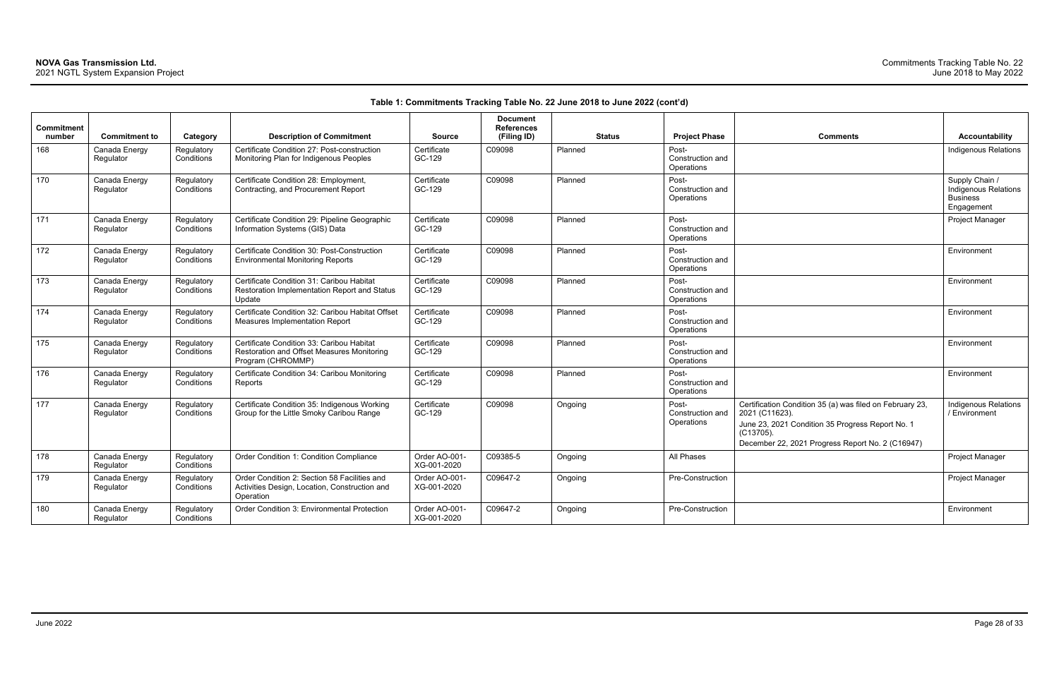**Table 1: Commitments Tracking Table No. 22 June 2018 to June 2022 (cont'd)**

| Commitment number | Commitment to | Category | Description of Commitment | Source | Document References (Filing ID) | Status | Project Phase | Comments | Accountability |
|---|---|---|---|---|---|---|---|---|---|
| 168 | Canada Energy Regulator | Regulatory Conditions | Certificate Condition 27: Post-construction Monitoring Plan for Indigenous Peoples | Certificate GC-129 | C09098 | Planned | Post-Construction and Operations | | Indigenous Relations |
| 170 | Canada Energy Regulator | Regulatory Conditions | Certificate Condition 28: Employment, Contracting, and Procurement Report | Certificate GC-129 | C09098 | Planned | Post-Construction and Operations | | Supply Chain / Indigenous Relations Business Engagement |
| 171 | Canada Energy Regulator | Regulatory Conditions | Certificate Condition 29: Pipeline Geographic Information Systems (GIS) Data | Certificate GC-129 | C09098 | Planned | Post-Construction and Operations | | Project Manager |
| 172 | Canada Energy Regulator | Regulatory Conditions | Certificate Condition 30: Post-Construction Environmental Monitoring Reports | Certificate GC-129 | C09098 | Planned | Post-Construction and Operations | | Environment |
| 173 | Canada Energy Regulator | Regulatory Conditions | Certificate Condition 31: Caribou Habitat Restoration Implementation Report and Status Update | Certificate GC-129 | C09098 | Planned | Post-Construction and Operations | | Environment |
| 174 | Canada Energy Regulator | Regulatory Conditions | Certificate Condition 32: Caribou Habitat Offset Measures Implementation Report | Certificate GC-129 | C09098 | Planned | Post-Construction and Operations | | Environment |
| 175 | Canada Energy Regulator | Regulatory Conditions | Certificate Condition 33: Caribou Habitat Restoration and Offset Measures Monitoring Program (CHROMMP) | Certificate GC-129 | C09098 | Planned | Post-Construction and Operations | | Environment |
| 176 | Canada Energy Regulator | Regulatory Conditions | Certificate Condition 34: Caribou Monitoring Reports | Certificate GC-129 | C09098 | Planned | Post-Construction and Operations | | Environment |
| 177 | Canada Energy Regulator | Regulatory Conditions | Certificate Condition 35: Indigenous Working Group for the Little Smoky Caribou Range | Certificate GC-129 | C09098 | Ongoing | Post-Construction and Operations | Certification Condition 35 (a) was filed on February 23, 2021 (C11623).<br>June 23, 2021 Condition 35 Progress Report No. 1 (C13705).<br>December 22, 2021 Progress Report No. 2 (C16947) | Indigenous Relations / Environment |
| 178 | Canada Energy Regulator | Regulatory Conditions | Order Condition 1: Condition Compliance | Order AO-001-XG-001-2020 | C09385-5 | Ongoing | All Phases | | Project Manager |
| 179 | Canada Energy Regulator | Regulatory Conditions | Order Condition 2: Section 58 Facilities and Activities Design, Location, Construction and Operation | Order AO-001-XG-001-2020 | C09647-2 | Ongoing | Pre-Construction | | Project Manager |
| 180 | Canada Energy Regulator | Regulatory Conditions | Order Condition 3: Environmental Protection | Order AO-001-XG-001-2020 | C09647-2 | Ongoing | Pre-Construction | | Environment |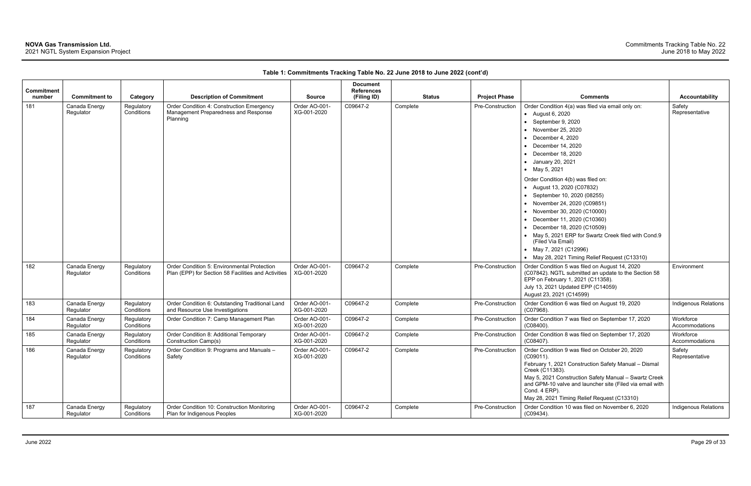**Table 1: Commitments Tracking Table No. 22 June 2018 to June 2022 (cont'd)**

| Commitment number | Commitment to | Category | Description of Commitment | Source | Document References (Filing ID) | Status | Project Phase | Comments | Accountability |
|---|---|---|---|---|---|---|---|---|---|
| 181 | Canada Energy Regulator | Regulatory Conditions | Order Condition 4: Construction Emergency Management Preparedness and Response Planning | Order AO-001-XG-001-2020 | C09647-2 | Complete | Pre-Construction | Order Condition 4(a) was filed via email only on:<br>• August 6, 2020<br>• September 9, 2020<br>• November 25, 2020<br>• December 4, 2020<br>• December 14, 2020<br>• December 18, 2020<br>• January 20, 2021<br>• May 5, 2021<br>Order Condition 4(b) was filed on:<br>• August 13, 2020 (C07832)<br>• September 10, 2020 (08255)<br>• November 24, 2020 (C09851)<br>• November 30, 2020 (C10000)<br>• December 11, 2020 (C10360)<br>• December 18, 2020 (C10509)<br>• May 5, 2021 ERP for Swartz Creek filed with Cond.9 (Filed Via Email)<br>• May 7, 2021 (C12996)<br>• May 28, 2021 Timing Relief Request (C13310) | Safety Representative |
| 182 | Canada Energy Regulator | Regulatory Conditions | Order Condition 5: Environmental Protection Plan (EPP) for Section 58 Facilities and Activities | Order AO-001-XG-001-2020 | C09647-2 | Complete | Pre-Construction | Order Condition 5 was filed on August 14, 2020 (C07842). NGTL submitted an update to the Section 58 EPP on February 1, 2021 (C11358).<br>July 13, 2021 Updated EPP (C14059)<br>August 23, 2021 (C14599) | Environment |
| 183 | Canada Energy Regulator | Regulatory Conditions | Order Condition 6: Outstanding Traditional Land and Resource Use Investigations | Order AO-001-XG-001-2020 | C09647-2 | Complete | Pre-Construction | Order Condition 6 was filed on August 19, 2020 (C07968). | Indigenous Relations |
| 184 | Canada Energy Regulator | Regulatory Conditions | Order Condition 7: Camp Management Plan | Order AO-001-XG-001-2020 | C09647-2 | Complete | Pre-Construction | Order Condition 7 was filed on September 17, 2020 (C08400). | Workforce Accommodations |
| 185 | Canada Energy Regulator | Regulatory Conditions | Order Condition 8: Additional Temporary Construction Camp(s) | Order AO-001-XG-001-2020 | C09647-2 | Complete | Pre-Construction | Order Condition 8 was filed on September 17, 2020 (C08407). | Workforce Accommodations |
| 186 | Canada Energy Regulator | Regulatory Conditions | Order Condition 9: Programs and Manuals – Safety | Order AO-001-XG-001-2020 | C09647-2 | Complete | Pre-Construction | Order Condition 9 was filed on October 20, 2020 (C09011).<br>February 1, 2021 Construction Safety Manual – Dismal Creek (C11383).<br>May 5, 2021 Construction Safety Manual – Swartz Creek and GPM-10 valve and launcher site (Filed via email with Cond. 4 ERP).<br>May 28, 2021 Timing Relief Request (C13310) | Safety Representative |
| 187 | Canada Energy Regulator | Regulatory Conditions | Order Condition 10: Construction Monitoring Plan for Indigenous Peoples | Order AO-001-XG-001-2020 | C09647-2 | Complete | Pre-Construction | Order Condition 10 was filed on November 6, 2020 (C09434). | Indigenous Relations |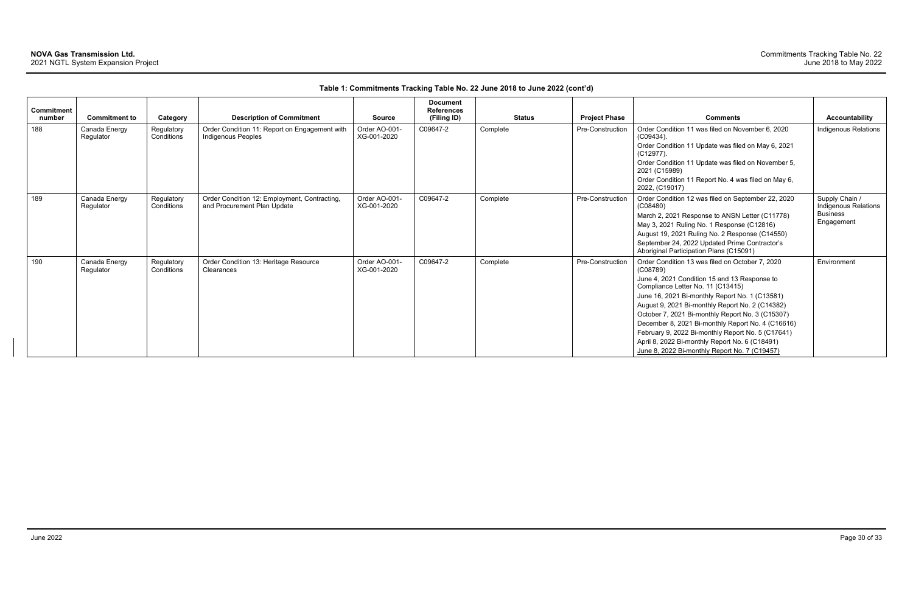**Table 1: Commitments Tracking Table No. 22 June 2018 to June 2022 (cont'd)**

| Commitment number | Commitment to | Category | Description of Commitment | Source | Document References (Filing ID) | Status | Project Phase | Comments | Accountability |
|---|---|---|---|---|---|---|---|---|---|
| 188 | Canada Energy Regulator | Regulatory Conditions | Order Condition 11: Report on Engagement with Indigenous Peoples | Order AO-001-XG-001-2020 | C09647-2 | Complete | Pre-Construction | Order Condition 11 was filed on November 6, 2020 (C09434).<br>Order Condition 11 Update was filed on May 6, 2021 (C12977).<br>Order Condition 11 Update was filed on November 5, 2021 (C15989)<br>Order Condition 11 Report No. 4 was filed on May 6, 2022, (C19017) | Indigenous Relations |
| 189 | Canada Energy Regulator | Regulatory Conditions | Order Condition 12: Employment, Contracting, and Procurement Plan Update | Order AO-001-XG-001-2020 | C09647-2 | Complete | Pre-Construction | Order Condition 12 was filed on September 22, 2020 (C08480)<br>March 2, 2021 Response to ANSN Letter (C11778)<br>May 3, 2021 Ruling No. 1 Response (C12816)<br>August 19, 2021 Ruling No. 2 Response (C14550)<br>September 24, 2022 Updated Prime Contractor's Aboriginal Participation Plans (C15091) | Supply Chain / Indigenous Relations Business Engagement |
| 190 | Canada Energy Regulator | Regulatory Conditions | Order Condition 13: Heritage Resource Clearances | Order AO-001-XG-001-2020 | C09647-2 | Complete | Pre-Construction | Order Condition 13 was filed on October 7, 2020 (C08789)<br>June 4, 2021 Condition 15 and 13 Response to Compliance Letter No. 11 (C13415)<br>June 16, 2021 Bi-monthly Report No. 1 (C13581)<br>August 9, 2021 Bi-monthly Report No. 2 (C14382)<br>October 7, 2021 Bi-monthly Report No. 3 (C15307)<br>December 8, 2021 Bi-monthly Report No. 4 (C16616)<br>February 9, 2022 Bi-monthly Report No. 5 (C17641)<br>April 8, 2022 Bi-monthly Report No. 6 (C18491)<br>June 8, 2022 Bi-monthly Report No. 7 (C19457) | Environment |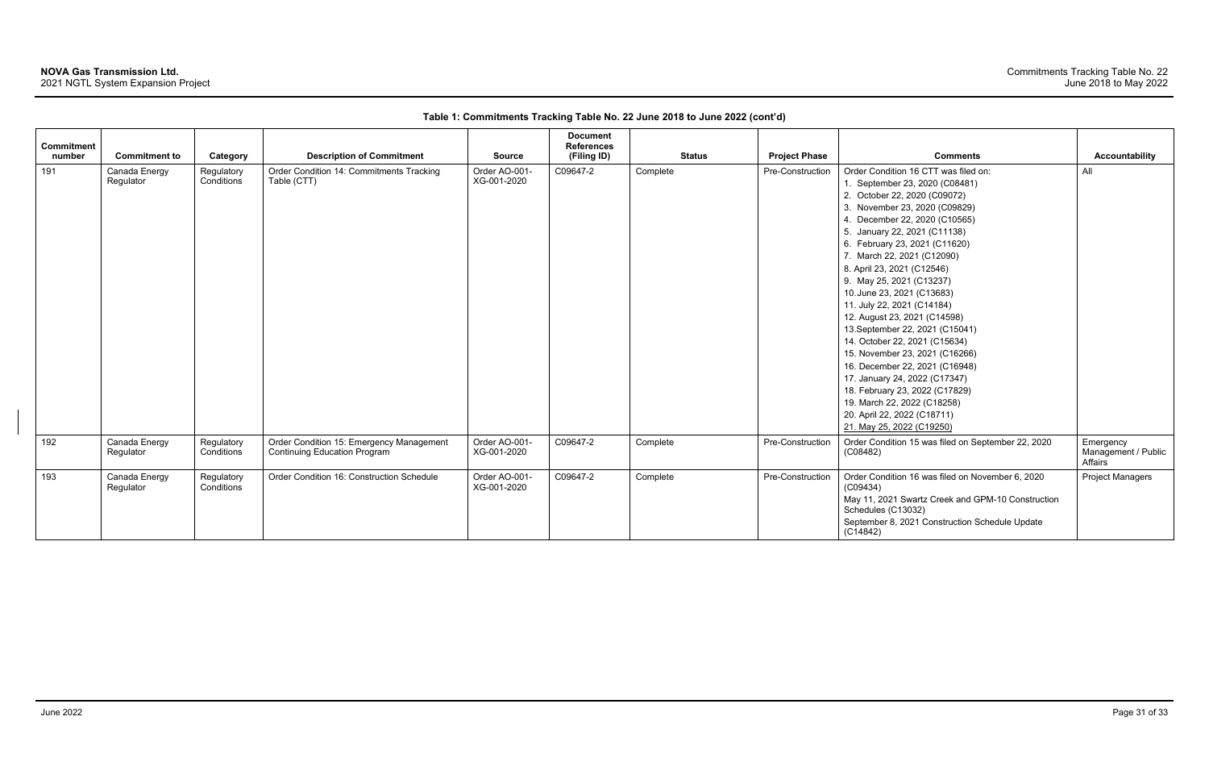**Table 1: Commitments Tracking Table No. 22 June 2018 to June 2022 (cont'd)**

| Commitment number | Commitment to | Category | Description of Commitment | Source | Document References (Filing ID) | Status | Project Phase | Comments | Accountability |
|---|---|---|---|---|---|---|---|---|---|
| 191 | Canada Energy Regulator | Regulatory Conditions | Order Condition 14: Commitments Tracking Table (CTT) | Order AO-001-XG-001-2020 | C09647-2 | Complete | Pre-Construction | Order Condition 16 CTT was filed on:<br>1. September 23, 2020 (C08481)<br>2. October 22, 2020 (C09072)<br>3. November 23, 2020 (C09829)<br>4. December 22, 2020 (C10565)<br>5. January 22, 2021 (C11138)<br>6. February 23, 2021 (C11620)<br>7. March 22, 2021 (C12090)<br>8. April 23, 2021 (C12546)<br>9. May 25, 2021 (C13237)<br>10. June 23, 2021 (C13683)<br>11. July 22, 2021 (C14184)<br>12. August 23, 2021 (C14598)<br>13. September 22, 2021 (C15041)<br>14. October 22, 2021 (C15634)<br>15. November 23, 2021 (C16266)<br>16. December 22, 2021 (C16948)<br>17. January 24, 2022 (C17347)<br>18. February 23, 2022 (C17829)<br>19. March 22, 2022 (C18258)<br>20. April 22, 2022 (C18711)<br>21. May 25, 2022 (C19250) | All |
| 192 | Canada Energy Regulator | Regulatory Conditions | Order Condition 15: Emergency Management Continuing Education Program | Order AO-001-XG-001-2020 | C09647-2 | Complete | Pre-Construction | Order Condition 15 was filed on September 22, 2020 (C08482) | Emergency Management / Public Affairs |
| 193 | Canada Energy Regulator | Regulatory Conditions | Order Condition 16: Construction Schedule | Order AO-001-XG-001-2020 | C09647-2 | Complete | Pre-Construction | Order Condition 16 was filed on November 6, 2020 (C09434)<br>May 11, 2021 Swartz Creek and GPM-10 Construction Schedules (C13032)<br>September 8, 2021 Construction Schedule Update (C14842) | Project Managers |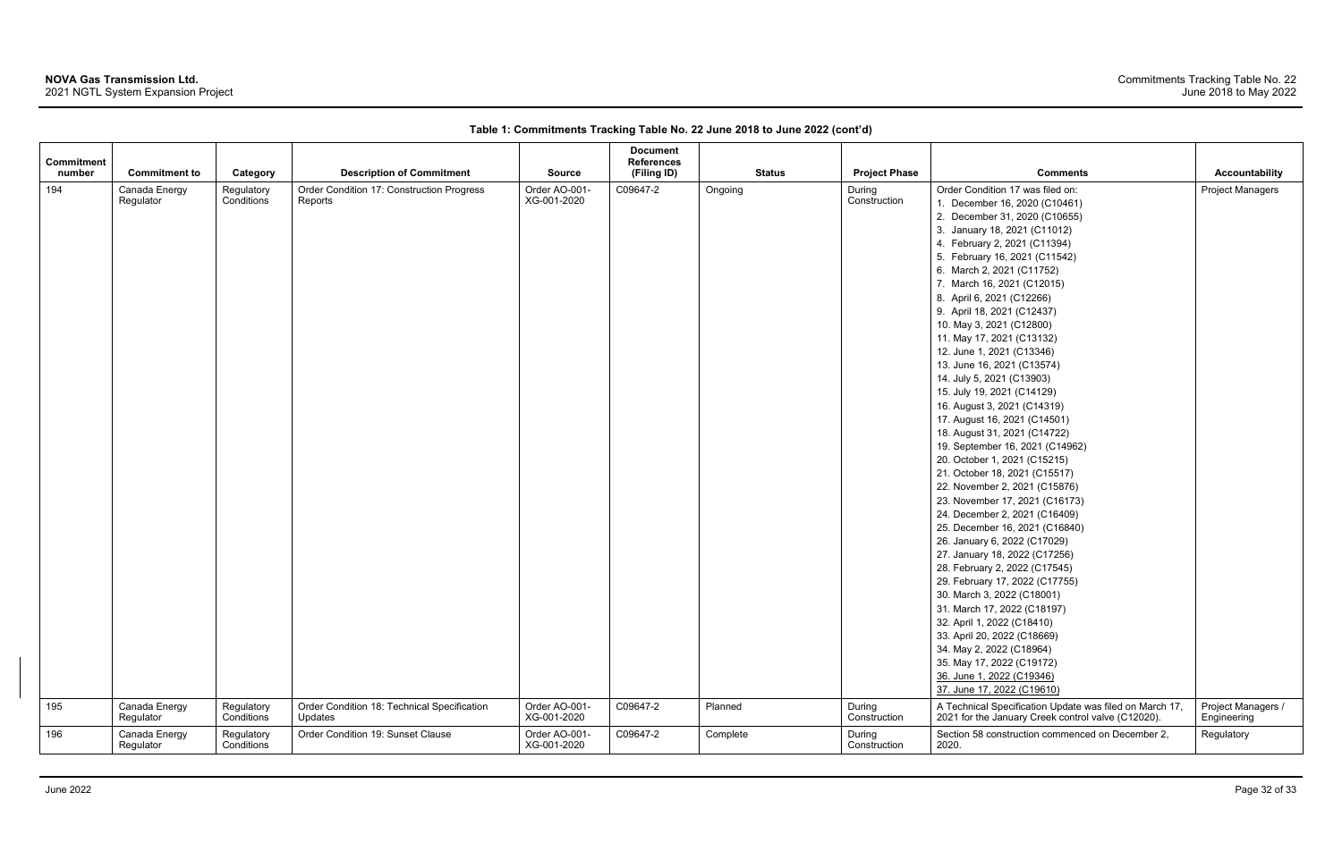**Table 1: Commitments Tracking Table No. 22 June 2018 to June 2022 (cont'd)**

| Commitment number | Commitment to | Category | Description of Commitment | Source | Document References (Filing ID) | Status | Project Phase | Comments | Accountability |
|---|---|---|---|---|---|---|---|---|---|
| 194 | Canada Energy Regulator | Regulatory Conditions | Order Condition 17: Construction Progress Reports | Order AO-001-XG-001-2020 | C09647-2 | Ongoing | During Construction | Order Condition 17 was filed on:<br>1. December 16, 2020 (C10461)<br>2. December 31, 2020 (C10655)<br>3. January 18, 2021 (C11012)<br>4. February 2, 2021 (C11394)<br>5. February 16, 2021 (C11542)<br>6. March 2, 2021 (C11752)<br>7. March 16, 2021 (C12015)<br>8. April 6, 2021 (C12266)<br>9. April 18, 2021 (C12437)<br>10. May 3, 2021 (C12800)<br>11. May 17, 2021 (C13132)<br>12. June 1, 2021 (C13346)<br>13. June 16, 2021 (C13574)<br>14. July 5, 2021 (C13903)<br>15. July 19, 2021 (C14129)<br>16. August 3, 2021 (C14319)<br>17. August 16, 2021 (C14501)<br>18. August 31, 2021 (C14722)<br>19. September 16, 2021 (C14962)<br>20. October 1, 2021 (C15215)<br>21. October 18, 2021 (C15517)<br>22. November 2, 2021 (C15876)<br>23. November 17, 2021 (C16173)<br>24. December 2, 2021 (C16409)<br>25. December 16, 2021 (C16840)<br>26. January 6, 2022 (C17029)<br>27. January 18, 2022 (C17256)<br>28. February 2, 2022 (C17545)<br>29. February 17, 2022 (C17755)<br>30. March 3, 2022 (C18001)<br>31. March 17, 2022 (C18197)<br>32. April 1, 2022 (C18410)<br>33. April 20, 2022 (C18669)<br>34. May 2, 2022 (C18964)<br>35. May 17, 2022 (C19172)<br>36. June 1, 2022 (C19346)<br>37. June 17, 2022 (C19610) | Project Managers |
| 195 | Canada Energy Regulator | Regulatory Conditions | Order Condition 18: Technical Specification Updates | Order AO-001-XG-001-2020 | C09647-2 | Planned | During Construction | A Technical Specification Update was filed on March 17, 2021 for the January Creek control valve (C12020). | Project Managers / Engineering |
| 196 | Canada Energy Regulator | Regulatory Conditions | Order Condition 19: Sunset Clause | Order AO-001-XG-001-2020 | C09647-2 | Complete | During Construction | Section 58 construction commenced on December 2, 2020. | Regulatory |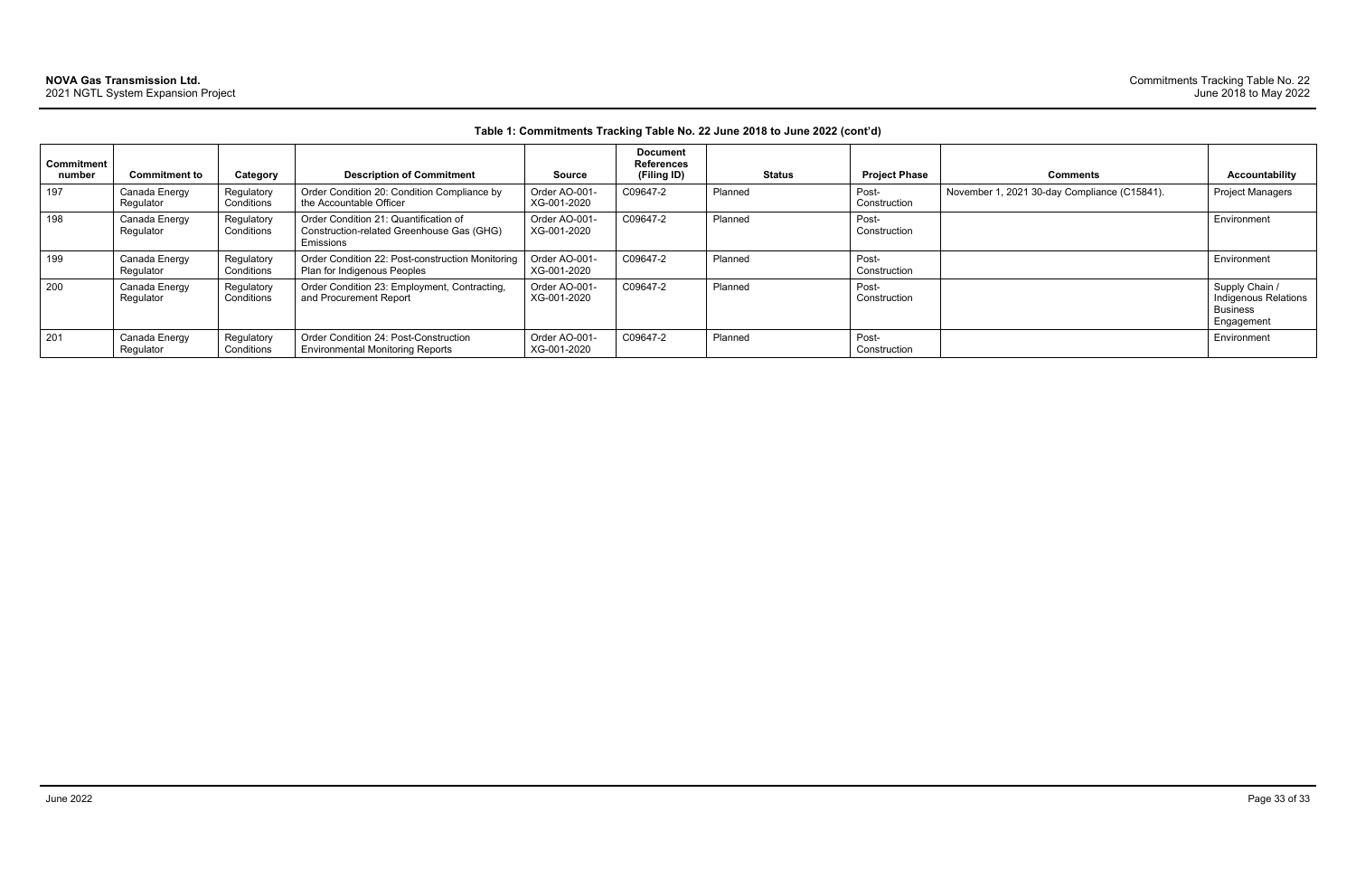**Table 1: Commitments Tracking Table No. 22 June 2018 to June 2022 (cont'd)**

| Commitment number | Commitment to | Category | Description of Commitment | Source | Document References (Filing ID) | Status | Project Phase | Comments | Accountability |
|---|---|---|---|---|---|---|---|---|---|
| 197 | Canada Energy Regulator | Regulatory Conditions | Order Condition 20: Condition Compliance by the Accountable Officer | Order AO-001-XG-001-2020 | C09647-2 | Planned | Post-Construction | November 1, 2021 30-day Compliance (C15841). | Project Managers |
| 198 | Canada Energy Regulator | Regulatory Conditions | Order Condition 21: Quantification of Construction-related Greenhouse Gas (GHG) Emissions | Order AO-001-XG-001-2020 | C09647-2 | Planned | Post-Construction | | Environment |
| 199 | Canada Energy Regulator | Regulatory Conditions | Order Condition 22: Post-construction Monitoring Plan for Indigenous Peoples | Order AO-001-XG-001-2020 | C09647-2 | Planned | Post-Construction | | Environment |
| 200 | Canada Energy Regulator | Regulatory Conditions | Order Condition 23: Employment, Contracting, and Procurement Report | Order AO-001-XG-001-2020 | C09647-2 | Planned | Post-Construction | | Supply Chain / Indigenous Relations Business Engagement |
| 201 | Canada Energy Regulator | Regulatory Conditions | Order Condition 24: Post-Construction Environmental Monitoring Reports | Order AO-001-XG-001-2020 | C09647-2 | Planned | Post-Construction | | Environment |